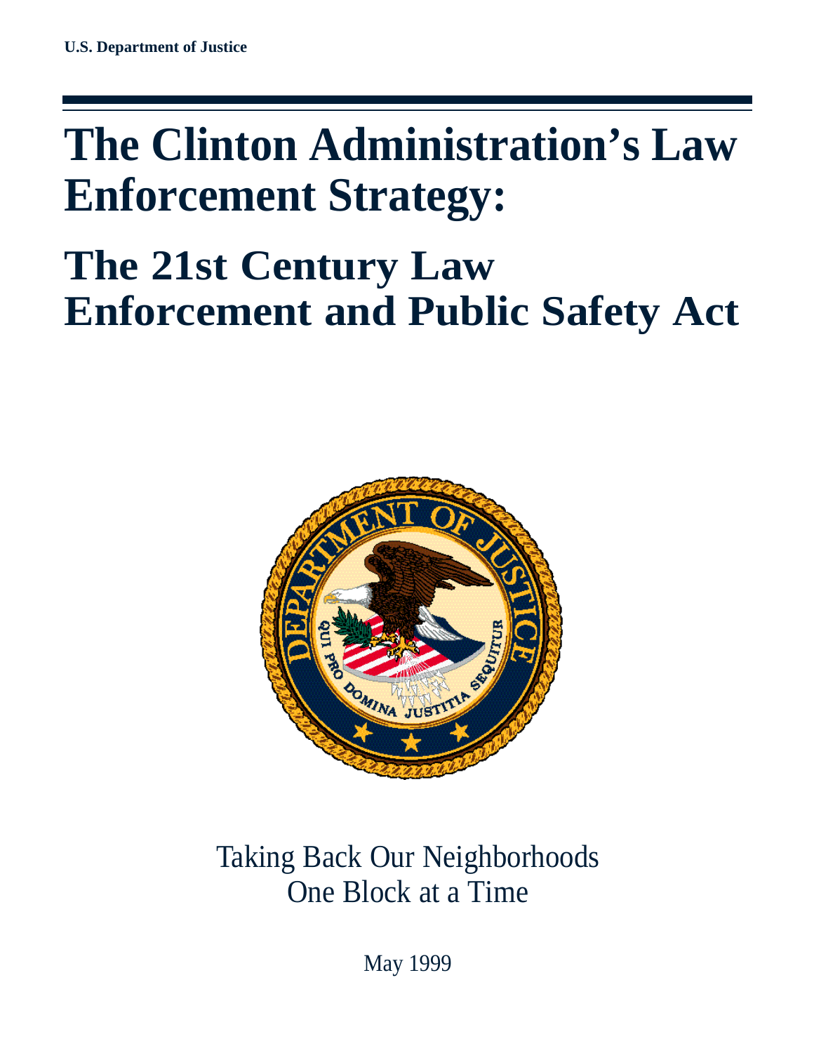U.S. Department of Justice

# The Clinton Administration's Law Enforcement Strategy:

# The 21st Century Law Enforcement and Public Safety Act

Taking Back Our Neighborhoods
One Block at a Time

May 1999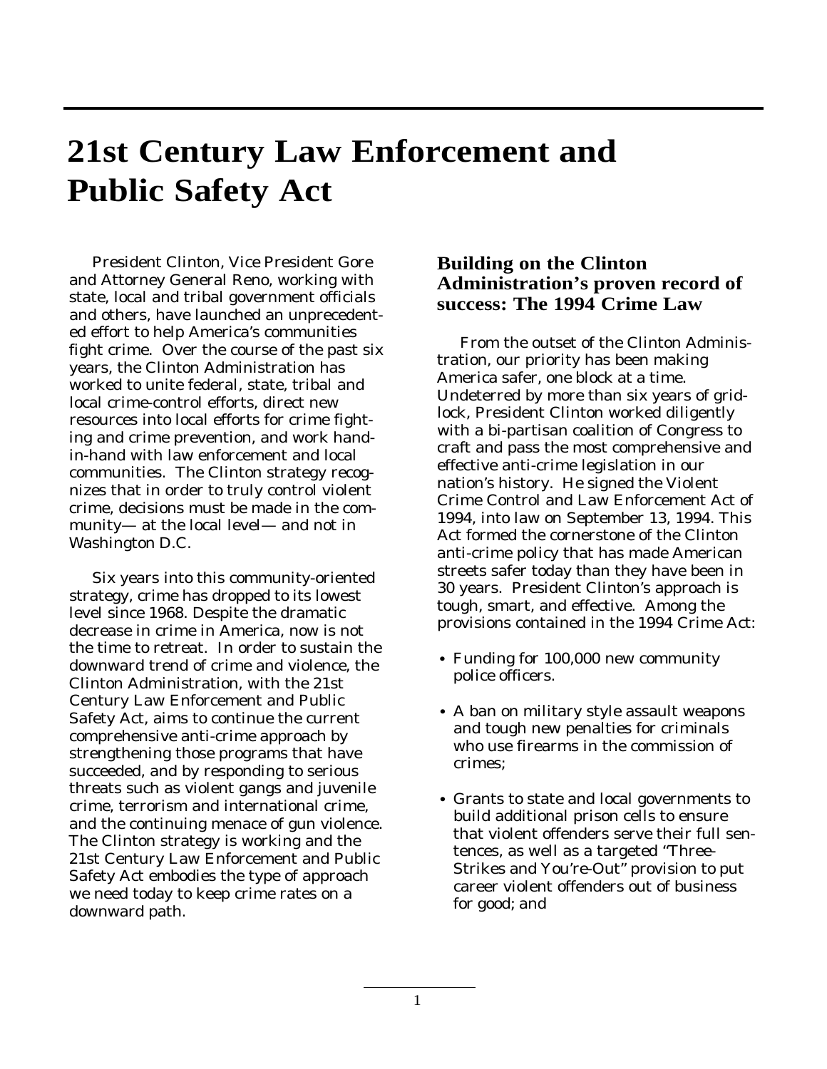# 21st Century Law Enforcement and Public Safety Act

President Clinton, Vice President Gore and Attorney General Reno, working with state, local and tribal government officials and others, have launched an unprecedented effort to help America's communities fight crime. Over the course of the past six years, the Clinton Administration has worked to unite federal, state, tribal and local crime-control efforts, direct new resources into local efforts for crime fighting and crime prevention, and work hand-in-hand with law enforcement and local communities. The Clinton strategy recognizes that in order to truly control violent crime, decisions must be made in the community— at the local level— and not in Washington D.C.

Six years into this community-oriented strategy, crime has dropped to its lowest level since 1968. Despite the dramatic decrease in crime in America, now is not the time to retreat. In order to sustain the downward trend of crime and violence, the Clinton Administration, with the 21st Century Law Enforcement and Public Safety Act, aims to continue the current comprehensive anti-crime approach by strengthening those programs that have succeeded, and by responding to serious threats such as violent gangs and juvenile crime, terrorism and international crime, and the continuing menace of gun violence. The Clinton strategy is working and the 21st Century Law Enforcement and Public Safety Act embodies the type of approach we need today to keep crime rates on a downward path.

## Building on the Clinton Administration's proven record of success: The 1994 Crime Law

From the outset of the Clinton Administration, our priority has been making America safer, one block at a time. Undeterred by more than six years of gridlock, President Clinton worked diligently with a bi-partisan coalition of Congress to craft and pass the most comprehensive and effective anti-crime legislation in our nation's history. He signed the Violent Crime Control and Law Enforcement Act of 1994, into law on September 13, 1994. This Act formed the cornerstone of the Clinton anti-crime policy that has made American streets safer today than they have been in 30 years. President Clinton's approach is tough, smart, and effective. Among the provisions contained in the 1994 Crime Act:

- Funding for 100,000 new community police officers.
- A ban on military style assault weapons and tough new penalties for criminals who use firearms in the commission of crimes;
- Grants to state and local governments to build additional prison cells to ensure that violent offenders serve their full sentences, as well as a targeted "Three-Strikes and You're-Out" provision to put career violent offenders out of business for good; and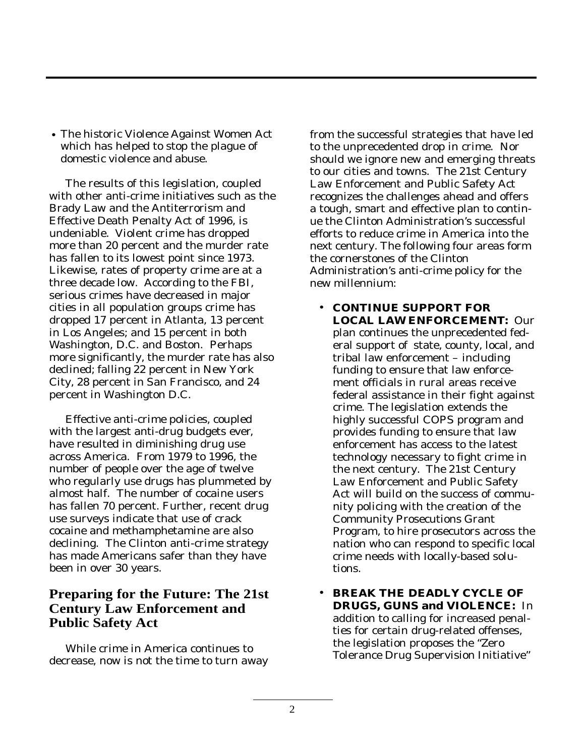- The historic Violence Against Women Act which has helped to stop the plague of domestic violence and abuse.

The results of this legislation, coupled with other anti-crime initiatives such as the Brady Law and the Antiterrorism and Effective Death Penalty Act of 1996, is undeniable. Violent crime has dropped more than 20 percent and the murder rate has fallen to its lowest point since 1973. Likewise, rates of property crime are at a three decade low. According to the FBI, serious crimes have decreased in major cities in all population groups crime has dropped 17 percent in Atlanta, 13 percent in Los Angeles; and 15 percent in both Washington, D.C. and Boston. Perhaps more significantly, the murder rate has also declined; falling 22 percent in New York City, 28 percent in San Francisco, and 24 percent in Washington D.C.

Effective anti-crime policies, coupled with the largest anti-drug budgets ever, have resulted in diminishing drug use across America. From 1979 to 1996, the number of people over the age of twelve who regularly use drugs has plummeted by almost half. The number of cocaine users has fallen 70 percent. Further, recent drug use surveys indicate that use of crack cocaine and methamphetamine are also declining. The Clinton anti-crime strategy has made Americans safer than they have been in over 30 years.

## Preparing for the Future: The 21st Century Law Enforcement and Public Safety Act

While crime in America continues to decrease, now is not the time to turn away from the successful strategies that have led to the unprecedented drop in crime. Nor should we ignore new and emerging threats to our cities and towns. The 21st Century Law Enforcement and Public Safety Act recognizes the challenges ahead and offers a tough, smart and effective plan to continue the Clinton Administration's successful efforts to reduce crime in America into the next century. The following four areas form the cornerstones of the Clinton Administration's anti-crime policy for the new millennium:

- **CONTINUE SUPPORT FOR LOCAL LAW ENFORCEMENT:** Our plan continues the unprecedented federal support of state, county, local, and tribal law enforcement – including funding to ensure that law enforcement officials in rural areas receive federal assistance in their fight against crime. The legislation extends the highly successful COPS program and provides funding to ensure that law enforcement has access to the latest technology necessary to fight crime in the next century. The 21st Century Law Enforcement and Public Safety Act will build on the success of community policing with the creation of the Community Prosecutions Grant Program, to hire prosecutors across the nation who can respond to specific local crime needs with locally-based solutions.

- **BREAK THE DEADLY CYCLE OF DRUGS, GUNS and VIOLENCE:** In addition to calling for increased penalties for certain drug-related offenses, the legislation proposes the "Zero Tolerance Drug Supervision Initiative"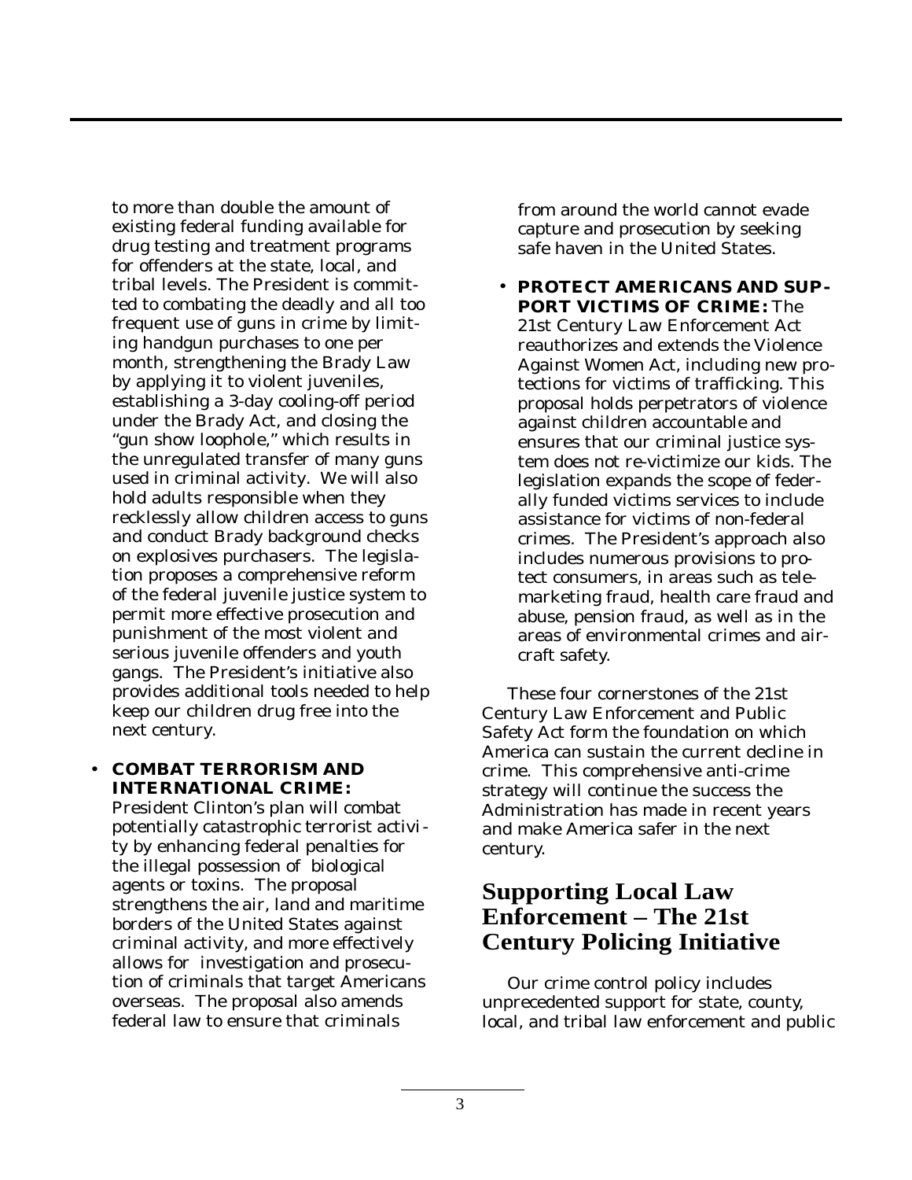to more than double the amount of existing federal funding available for drug testing and treatment programs for offenders at the state, local, and tribal levels. The President is committed to combating the deadly and all too frequent use of guns in crime by limiting handgun purchases to one per month, strengthening the Brady Law by applying it to violent juveniles, establishing a 3-day cooling-off period under the Brady Act, and closing the "gun show loophole," which results in the unregulated transfer of many guns used in criminal activity. We will also hold adults responsible when they recklessly allow children access to guns and conduct Brady background checks on explosives purchasers. The legislation proposes a comprehensive reform of the federal juvenile justice system to permit more effective prosecution and punishment of the most violent and serious juvenile offenders and youth gangs. The President's initiative also provides additional tools needed to help keep our children drug free into the next century.

- **COMBAT TERRORISM AND INTERNATIONAL CRIME:** President Clinton's plan will combat potentially catastrophic terrorist activity by enhancing federal penalties for the illegal possession of biological agents or toxins. The proposal strengthens the air, land and maritime borders of the United States against criminal activity, and more effectively allows for investigation and prosecution of criminals that target Americans overseas. The proposal also amends federal law to ensure that criminals from around the world cannot evade capture and prosecution by seeking safe haven in the United States.

- **PROTECT AMERICANS AND SUPPORT VICTIMS OF CRIME:** The 21st Century Law Enforcement Act reauthorizes and extends the Violence Against Women Act, including new protections for victims of trafficking. This proposal holds perpetrators of violence against children accountable and ensures that our criminal justice system does not re-victimize our kids. The legislation expands the scope of federally funded victims services to include assistance for victims of non-federal crimes. The President's approach also includes numerous provisions to protect consumers, in areas such as telemarketing fraud, health care fraud and abuse, pension fraud, as well as in the areas of environmental crimes and aircraft safety.

These four cornerstones of the 21st Century Law Enforcement and Public Safety Act form the foundation on which America can sustain the current decline in crime. This comprehensive anti-crime strategy will continue the success the Administration has made in recent years and make America safer in the next century.

## Supporting Local Law Enforcement – The 21st Century Policing Initiative

Our crime control policy includes unprecedented support for state, county, local, and tribal law enforcement and public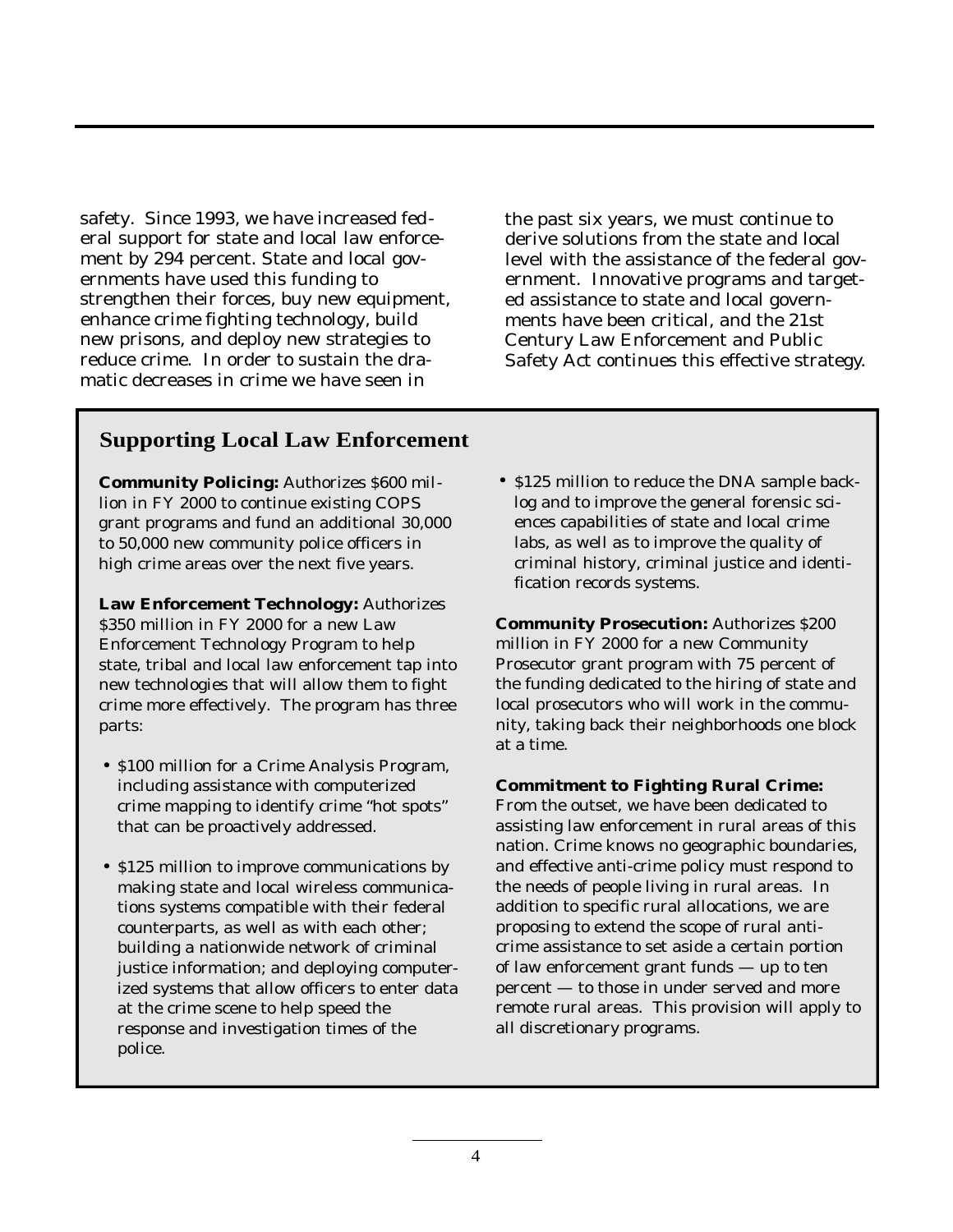safety. Since 1993, we have increased federal support for state and local law enforcement by 294 percent. State and local governments have used this funding to strengthen their forces, buy new equipment, enhance crime fighting technology, build new prisons, and deploy new strategies to reduce crime. In order to sustain the dramatic decreases in crime we have seen in the past six years, we must continue to derive solutions from the state and local level with the assistance of the federal government. Innovative programs and targeted assistance to state and local governments have been critical, and the 21st Century Law Enforcement and Public Safety Act continues this effective strategy.

## Supporting Local Law Enforcement

**Community Policing:** Authorizes $600 million in FY 2000 to continue existing COPS grant programs and fund an additional 30,000 to 50,000 new community police officers in high crime areas over the next five years.

**Law Enforcement Technology:** Authorizes $350 million in FY 2000 for a new Law Enforcement Technology Program to help state, tribal and local law enforcement tap into new technologies that will allow them to fight crime more effectively. The program has three parts:

- $100 million for a Crime Analysis Program, including assistance with computerized crime mapping to identify crime "hot spots" that can be proactively addressed.
- $125 million to improve communications by making state and local wireless communications systems compatible with their federal counterparts, as well as with each other; building a nationwide network of criminal justice information; and deploying computerized systems that allow officers to enter data at the crime scene to help speed the response and investigation times of the police.
- $125 million to reduce the DNA sample backlog and to improve the general forensic sciences capabilities of state and local crime labs, as well as to improve the quality of criminal history, criminal justice and identification records systems.

**Community Prosecution:** Authorizes $200 million in FY 2000 for a new Community Prosecutor grant program with 75 percent of the funding dedicated to the hiring of state and local prosecutors who will work in the community, taking back their neighborhoods one block at a time.

**Commitment to Fighting Rural Crime:** From the outset, we have been dedicated to assisting law enforcement in rural areas of this nation. Crime knows no geographic boundaries, and effective anti-crime policy must respond to the needs of people living in rural areas. In addition to specific rural allocations, we are proposing to extend the scope of rural anti-crime assistance to set aside a certain portion of law enforcement grant funds — up to ten percent — to those in under served and more remote rural areas. This provision will apply to all discretionary programs.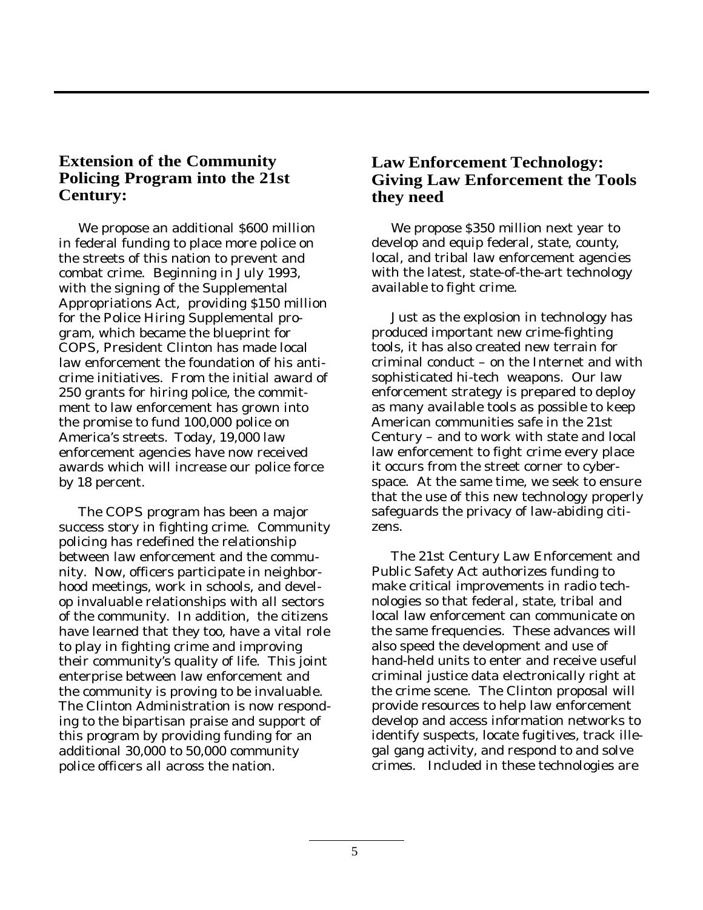## Extension of the Community Policing Program into the 21st Century:

We propose an additional $600 million in federal funding to place more police on the streets of this nation to prevent and combat crime. Beginning in July 1993, with the signing of the Supplemental Appropriations Act, providing $150 million for the Police Hiring Supplemental program, which became the blueprint for COPS, President Clinton has made local law enforcement the foundation of his anti-crime initiatives. From the initial award of 250 grants for hiring police, the commitment to law enforcement has grown into the promise to fund 100,000 police on America's streets. Today, 19,000 law enforcement agencies have now received awards which will increase our police force by 18 percent.

The COPS program has been a major success story in fighting crime. Community policing has redefined the relationship between law enforcement and the community. Now, officers participate in neighborhood meetings, work in schools, and develop invaluable relationships with all sectors of the community. In addition, the citizens have learned that they too, have a vital role to play in fighting crime and improving their community's quality of life. This joint enterprise between law enforcement and the community is proving to be invaluable. The Clinton Administration is now responding to the bipartisan praise and support of this program by providing funding for an additional 30,000 to 50,000 community police officers all across the nation.

## Law Enforcement Technology: Giving Law Enforcement the Tools they need

We propose $350 million next year to develop and equip federal, state, county, local, and tribal law enforcement agencies with the latest, state-of-the-art technology available to fight crime.

Just as the explosion in technology has produced important new crime-fighting tools, it has also created new terrain for criminal conduct – on the Internet and with sophisticated hi-tech weapons. Our law enforcement strategy is prepared to deploy as many available tools as possible to keep American communities safe in the 21st Century – and to work with state and local law enforcement to fight crime every place it occurs from the street corner to cyberspace. At the same time, we seek to ensure that the use of this new technology properly safeguards the privacy of law-abiding citizens.

The 21st Century Law Enforcement and Public Safety Act authorizes funding to make critical improvements in radio technologies so that federal, state, tribal and local law enforcement can communicate on the same frequencies. These advances will also speed the development and use of hand-held units to enter and receive useful criminal justice data electronically right at the crime scene. The Clinton proposal will provide resources to help law enforcement develop and access information networks to identify suspects, locate fugitives, track illegal gang activity, and respond to and solve crimes. Included in these technologies are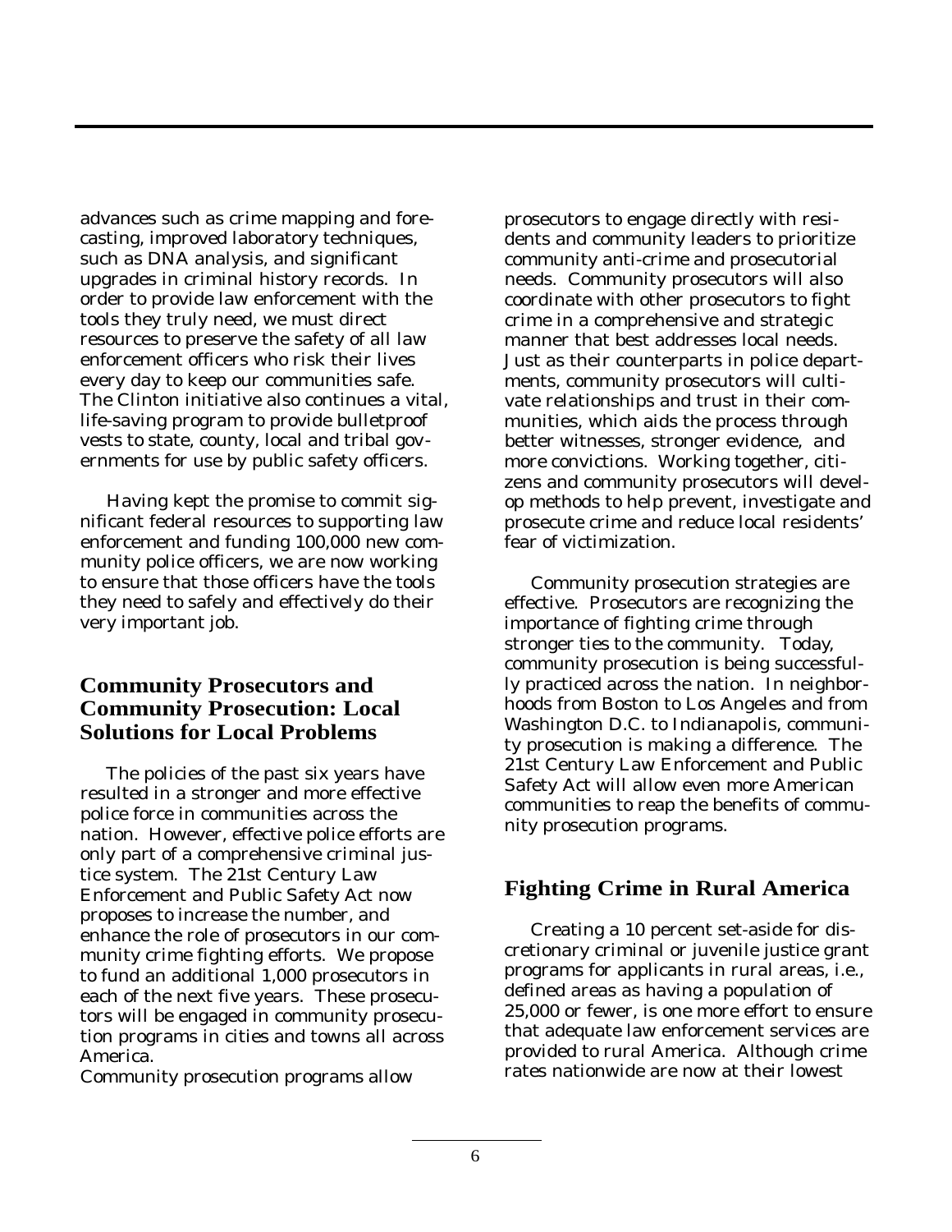advances such as crime mapping and forecasting, improved laboratory techniques, such as DNA analysis, and significant upgrades in criminal history records. In order to provide law enforcement with the tools they truly need, we must direct resources to preserve the safety of all law enforcement officers who risk their lives every day to keep our communities safe. The Clinton initiative also continues a vital, life-saving program to provide bulletproof vests to state, county, local and tribal governments for use by public safety officers.

Having kept the promise to commit significant federal resources to supporting law enforcement and funding 100,000 new community police officers, we are now working to ensure that those officers have the tools they need to safely and effectively do their very important job.

## Community Prosecutors and Community Prosecution: Local Solutions for Local Problems

The policies of the past six years have resulted in a stronger and more effective police force in communities across the nation. However, effective police efforts are only part of a comprehensive criminal justice system. The 21st Century Law Enforcement and Public Safety Act now proposes to increase the number, and enhance the role of prosecutors in our community crime fighting efforts. We propose to fund an additional 1,000 prosecutors in each of the next five years. These prosecutors will be engaged in community prosecution programs in cities and towns all across America.

Community prosecution programs allow prosecutors to engage directly with residents and community leaders to prioritize community anti-crime and prosecutorial needs. Community prosecutors will also coordinate with other prosecutors to fight crime in a comprehensive and strategic manner that best addresses local needs. Just as their counterparts in police departments, community prosecutors will cultivate relationships and trust in their communities, which aids the process through better witnesses, stronger evidence, and more convictions. Working together, citizens and community prosecutors will develop methods to help prevent, investigate and prosecute crime and reduce local residents' fear of victimization.

Community prosecution strategies are effective. Prosecutors are recognizing the importance of fighting crime through stronger ties to the community. Today, community prosecution is being successfully practiced across the nation. In neighborhoods from Boston to Los Angeles and from Washington D.C. to Indianapolis, community prosecution is making a difference. The 21st Century Law Enforcement and Public Safety Act will allow even more American communities to reap the benefits of community prosecution programs.

## Fighting Crime in Rural America

Creating a 10 percent set-aside for discretionary criminal or juvenile justice grant programs for applicants in rural areas, i.e., defined areas as having a population of 25,000 or fewer, is one more effort to ensure that adequate law enforcement services are provided to rural America. Although crime rates nationwide are now at their lowest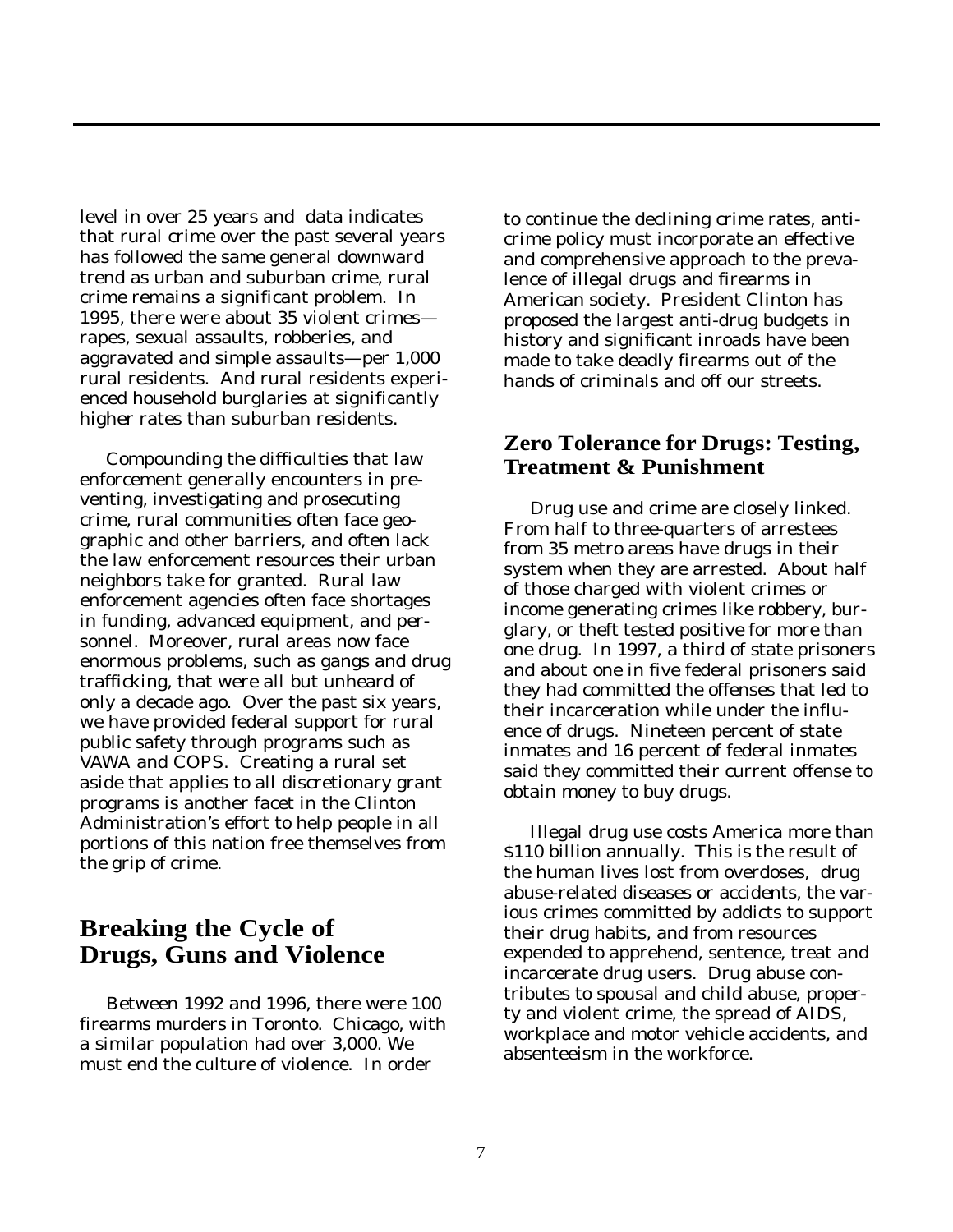level in over 25 years and data indicates that rural crime over the past several years has followed the same general downward trend as urban and suburban crime, rural crime remains a significant problem. In 1995, there were about 35 violent crimes—rapes, sexual assaults, robberies, and aggravated and simple assaults—per 1,000 rural residents. And rural residents experienced household burglaries at significantly higher rates than suburban residents.

Compounding the difficulties that law enforcement generally encounters in preventing, investigating and prosecuting crime, rural communities often face geographic and other barriers, and often lack the law enforcement resources their urban neighbors take for granted. Rural law enforcement agencies often face shortages in funding, advanced equipment, and personnel. Moreover, rural areas now face enormous problems, such as gangs and drug trafficking, that were all but unheard of only a decade ago. Over the past six years, we have provided federal support for rural public safety through programs such as VAWA and COPS. Creating a rural set aside that applies to all discretionary grant programs is another facet in the Clinton Administration's effort to help people in all portions of this nation free themselves from the grip of crime.

# Breaking the Cycle of Drugs, Guns and Violence

Between 1992 and 1996, there were 100 firearms murders in Toronto. Chicago, with a similar population had over 3,000. We must end the culture of violence. In order to continue the declining crime rates, anti-crime policy must incorporate an effective and comprehensive approach to the prevalence of illegal drugs and firearms in American society. President Clinton has proposed the largest anti-drug budgets in history and significant inroads have been made to take deadly firearms out of the hands of criminals and off our streets.

## Zero Tolerance for Drugs: Testing, Treatment & Punishment

Drug use and crime are closely linked. From half to three-quarters of arrestees from 35 metro areas have drugs in their system when they are arrested. About half of those charged with violent crimes or income generating crimes like robbery, burglary, or theft tested positive for more than one drug. In 1997, a third of state prisoners and about one in five federal prisoners said they had committed the offenses that led to their incarceration while under the influence of drugs. Nineteen percent of state inmates and 16 percent of federal inmates said they committed their current offense to obtain money to buy drugs.

Illegal drug use costs America more than $110 billion annually. This is the result of the human lives lost from overdoses, drug abuse-related diseases or accidents, the various crimes committed by addicts to support their drug habits, and from resources expended to apprehend, sentence, treat and incarcerate drug users. Drug abuse contributes to spousal and child abuse, property and violent crime, the spread of AIDS, workplace and motor vehicle accidents, and absenteeism in the workforce.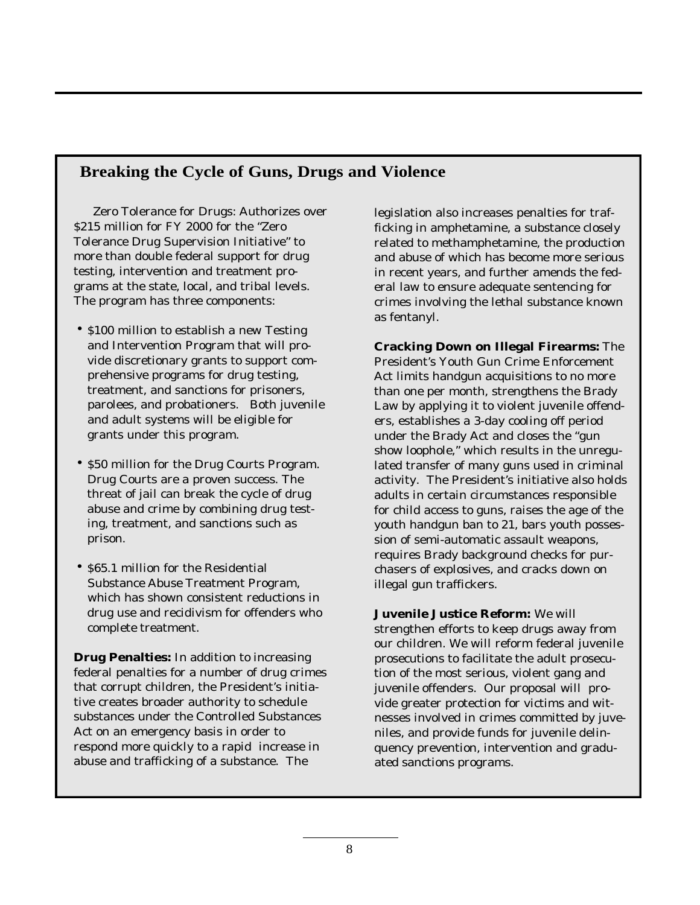## Breaking the Cycle of Guns, Drugs and Violence

Zero Tolerance for Drugs: Authorizes over $215 million for FY 2000 for the "Zero Tolerance Drug Supervision Initiative" to more than double federal support for drug testing, intervention and treatment programs at the state, local, and tribal levels. The program has three components:

- $100 million to establish a new Testing and Intervention Program that will provide discretionary grants to support comprehensive programs for drug testing, treatment, and sanctions for prisoners, parolees, and probationers. Both juvenile and adult systems will be eligible for grants under this program.
- $50 million for the Drug Courts Program. Drug Courts are a proven success. The threat of jail can break the cycle of drug abuse and crime by combining drug testing, treatment, and sanctions such as prison.
- $65.1 million for the Residential Substance Abuse Treatment Program, which has shown consistent reductions in drug use and recidivism for offenders who complete treatment.

**Drug Penalties:** In addition to increasing federal penalties for a number of drug crimes that corrupt children, the President's initiative creates broader authority to schedule substances under the Controlled Substances Act on an emergency basis in order to respond more quickly to a rapid increase in abuse and trafficking of a substance. The legislation also increases penalties for trafficking in amphetamine, a substance closely related to methamphetamine, the production and abuse of which has become more serious in recent years, and further amends the federal law to ensure adequate sentencing for crimes involving the lethal substance known as fentanyl.

**Cracking Down on Illegal Firearms:** The President's Youth Gun Crime Enforcement Act limits handgun acquisitions to no more than one per month, strengthens the Brady Law by applying it to violent juvenile offenders, establishes a 3-day cooling off period under the Brady Act and closes the "gun show loophole," which results in the unregulated transfer of many guns used in criminal activity. The President's initiative also holds adults in certain circumstances responsible for child access to guns, raises the age of the youth handgun ban to 21, bars youth possession of semi-automatic assault weapons, requires Brady background checks for purchasers of explosives, and cracks down on illegal gun traffickers.

**Juvenile Justice Reform:** We will strengthen efforts to keep drugs away from our children. We will reform federal juvenile prosecutions to facilitate the adult prosecution of the most serious, violent gang and juvenile offenders. Our proposal will provide greater protection for victims and witnesses involved in crimes committed by juveniles, and provide funds for juvenile delinquency prevention, intervention and graduated sanctions programs.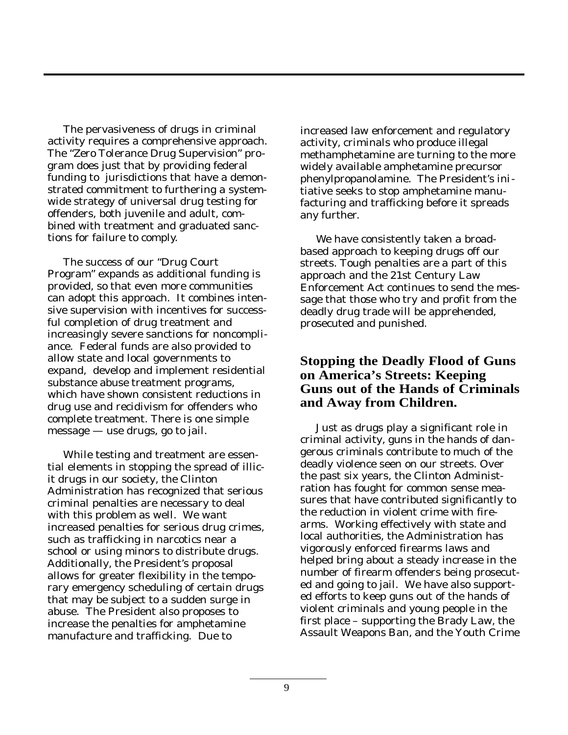The pervasiveness of drugs in criminal activity requires a comprehensive approach. The "Zero Tolerance Drug Supervision" program does just that by providing federal funding to jurisdictions that have a demonstrated commitment to furthering a system-wide strategy of universal drug testing for offenders, both juvenile and adult, combined with treatment and graduated sanctions for failure to comply.

The success of our "Drug Court Program" expands as additional funding is provided, so that even more communities can adopt this approach. It combines intensive supervision with incentives for successful completion of drug treatment and increasingly severe sanctions for noncompliance. Federal funds are also provided to allow state and local governments to expand, develop and implement residential substance abuse treatment programs, which have shown consistent reductions in drug use and recidivism for offenders who complete treatment. There is one simple message — use drugs, go to jail.

While testing and treatment are essential elements in stopping the spread of illicit drugs in our society, the Clinton Administration has recognized that serious criminal penalties are necessary to deal with this problem as well. We want increased penalties for serious drug crimes, such as trafficking in narcotics near a school or using minors to distribute drugs. Additionally, the President's proposal allows for greater flexibility in the temporary emergency scheduling of certain drugs that may be subject to a sudden surge in abuse. The President also proposes to increase the penalties for amphetamine manufacture and trafficking. Due to increased law enforcement and regulatory activity, criminals who produce illegal methamphetamine are turning to the more widely available amphetamine precursor phenylpropanolamine. The President's initiative seeks to stop amphetamine manufacturing and trafficking before it spreads any further.

We have consistently taken a broad-based approach to keeping drugs off our streets. Tough penalties are a part of this approach and the 21st Century Law Enforcement Act continues to send the message that those who try and profit from the deadly drug trade will be apprehended, prosecuted and punished.

## Stopping the Deadly Flood of Guns on America's Streets: Keeping Guns out of the Hands of Criminals and Away from Children.

Just as drugs play a significant role in criminal activity, guns in the hands of dangerous criminals contribute to much of the deadly violence seen on our streets. Over the past six years, the Clinton Administration has fought for common sense measures that have contributed significantly to the reduction in violent crime with firearms. Working effectively with state and local authorities, the Administration has vigorously enforced firearms laws and helped bring about a steady increase in the number of firearm offenders being prosecuted and going to jail. We have also supported efforts to keep guns out of the hands of violent criminals and young people in the first place – supporting the Brady Law, the Assault Weapons Ban, and the Youth Crime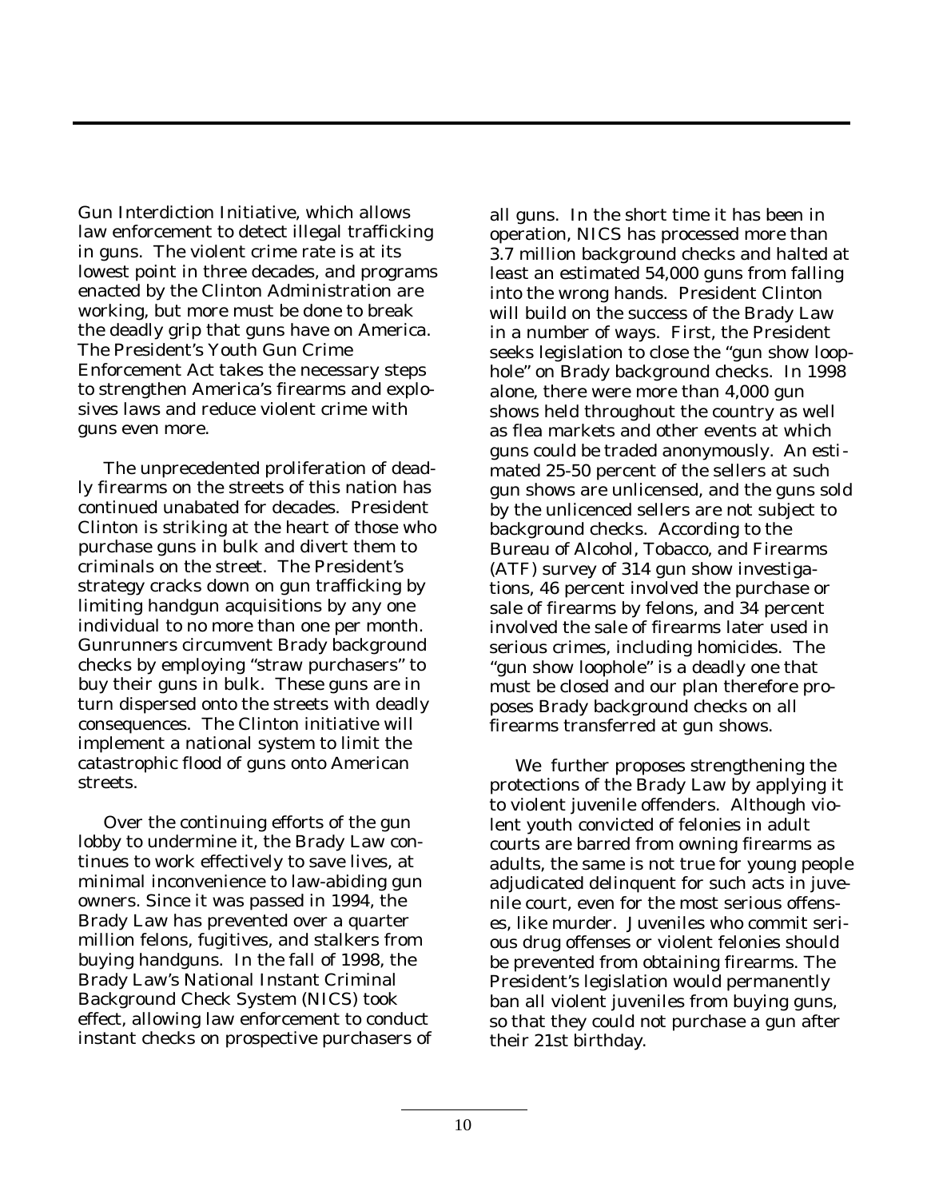Gun Interdiction Initiative, which allows law enforcement to detect illegal trafficking in guns. The violent crime rate is at its lowest point in three decades, and programs enacted by the Clinton Administration are working, but more must be done to break the deadly grip that guns have on America. The President's Youth Gun Crime Enforcement Act takes the necessary steps to strengthen America's firearms and explosives laws and reduce violent crime with guns even more.

The unprecedented proliferation of deadly firearms on the streets of this nation has continued unabated for decades. President Clinton is striking at the heart of those who purchase guns in bulk and divert them to criminals on the street. The President's strategy cracks down on gun trafficking by limiting handgun acquisitions by any one individual to no more than one per month. Gunrunners circumvent Brady background checks by employing "straw purchasers" to buy their guns in bulk. These guns are in turn dispersed onto the streets with deadly consequences. The Clinton initiative will implement a national system to limit the catastrophic flood of guns onto American streets.

Over the continuing efforts of the gun lobby to undermine it, the Brady Law continues to work effectively to save lives, at minimal inconvenience to law-abiding gun owners. Since it was passed in 1994, the Brady Law has prevented over a quarter million felons, fugitives, and stalkers from buying handguns. In the fall of 1998, the Brady Law's National Instant Criminal Background Check System (NICS) took effect, allowing law enforcement to conduct instant checks on prospective purchasers of all guns. In the short time it has been in operation, NICS has processed more than 3.7 million background checks and halted at least an estimated 54,000 guns from falling into the wrong hands. President Clinton will build on the success of the Brady Law in a number of ways. First, the President seeks legislation to close the "gun show loophole" on Brady background checks. In 1998 alone, there were more than 4,000 gun shows held throughout the country as well as flea markets and other events at which guns could be traded anonymously. An estimated 25-50 percent of the sellers at such gun shows are unlicensed, and the guns sold by the unlicenced sellers are not subject to background checks. According to the Bureau of Alcohol, Tobacco, and Firearms (ATF) survey of 314 gun show investigations, 46 percent involved the purchase or sale of firearms by felons, and 34 percent involved the sale of firearms later used in serious crimes, including homicides. The "gun show loophole" is a deadly one that must be closed and our plan therefore proposes Brady background checks on all firearms transferred at gun shows.

We further proposes strengthening the protections of the Brady Law by applying it to violent juvenile offenders. Although violent youth convicted of felonies in adult courts are barred from owning firearms as adults, the same is not true for young people adjudicated delinquent for such acts in juvenile court, even for the most serious offenses, like murder. Juveniles who commit serious drug offenses or violent felonies should be prevented from obtaining firearms. The President's legislation would permanently ban all violent juveniles from buying guns, so that they could not purchase a gun after their 21st birthday.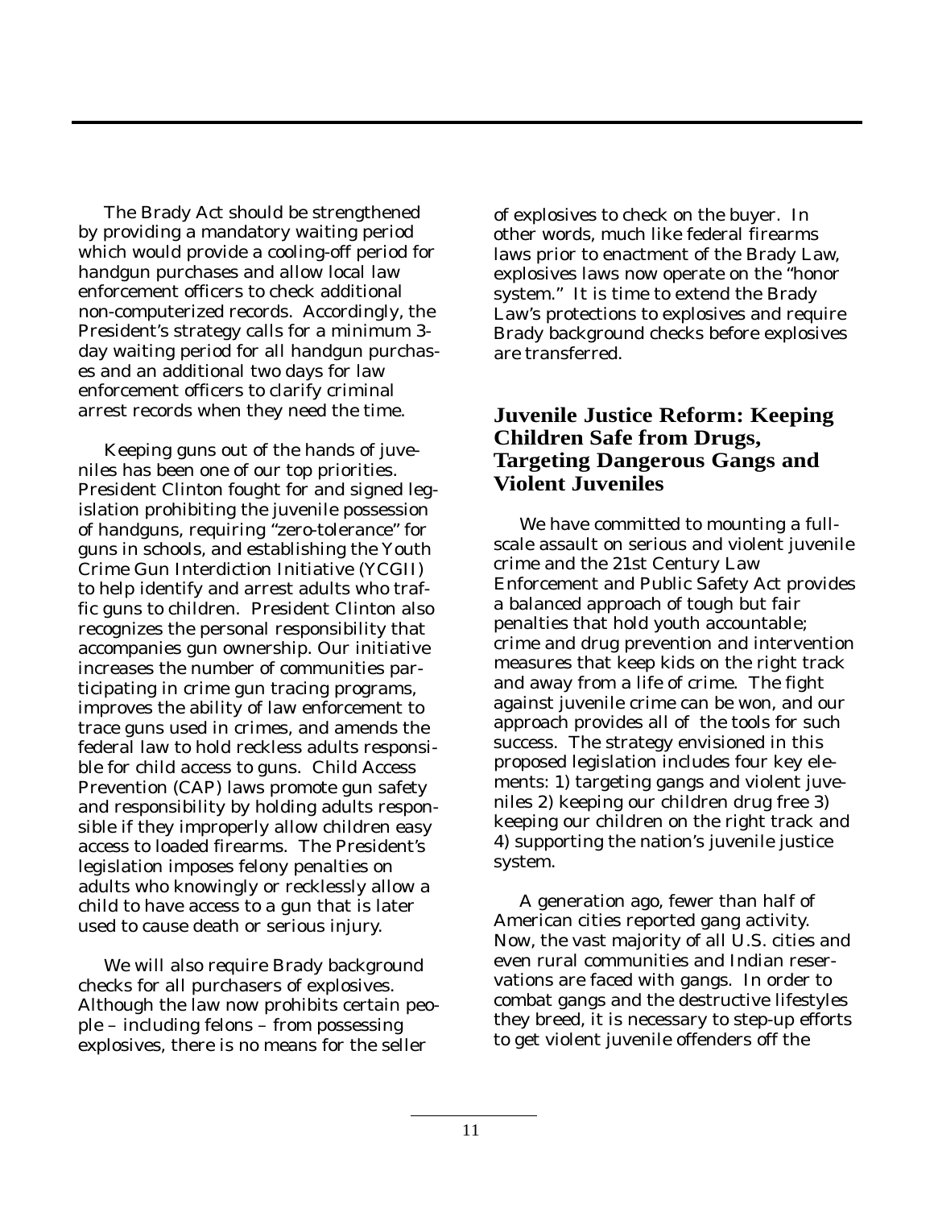The Brady Act should be strengthened by providing a mandatory waiting period which would provide a cooling-off period for handgun purchases and allow local law enforcement officers to check additional non-computerized records. Accordingly, the President's strategy calls for a minimum 3-day waiting period for all handgun purchases and an additional two days for law enforcement officers to clarify criminal arrest records when they need the time.

Keeping guns out of the hands of juveniles has been one of our top priorities. President Clinton fought for and signed legislation prohibiting the juvenile possession of handguns, requiring "zero-tolerance" for guns in schools, and establishing the Youth Crime Gun Interdiction Initiative (YCGII) to help identify and arrest adults who traffic guns to children. President Clinton also recognizes the personal responsibility that accompanies gun ownership. Our initiative increases the number of communities participating in crime gun tracing programs, improves the ability of law enforcement to trace guns used in crimes, and amends the federal law to hold reckless adults responsible for child access to guns. Child Access Prevention (CAP) laws promote gun safety and responsibility by holding adults responsible if they improperly allow children easy access to loaded firearms. The President's legislation imposes felony penalties on adults who knowingly or recklessly allow a child to have access to a gun that is later used to cause death or serious injury.

We will also require Brady background checks for all purchasers of explosives. Although the law now prohibits certain people – including felons – from possessing explosives, there is no means for the seller of explosives to check on the buyer. In other words, much like federal firearms laws prior to enactment of the Brady Law, explosives laws now operate on the "honor system." It is time to extend the Brady Law's protections to explosives and require Brady background checks before explosives are transferred.

## Juvenile Justice Reform: Keeping Children Safe from Drugs, Targeting Dangerous Gangs and Violent Juveniles

We have committed to mounting a full-scale assault on serious and violent juvenile crime and the 21st Century Law Enforcement and Public Safety Act provides a balanced approach of tough but fair penalties that hold youth accountable; crime and drug prevention and intervention measures that keep kids on the right track and away from a life of crime. The fight against juvenile crime can be won, and our approach provides all of the tools for such success. The strategy envisioned in this proposed legislation includes four key elements: 1) targeting gangs and violent juveniles 2) keeping our children drug free 3) keeping our children on the right track and 4) supporting the nation's juvenile justice system.

A generation ago, fewer than half of American cities reported gang activity. Now, the vast majority of all U.S. cities and even rural communities and Indian reservations are faced with gangs. In order to combat gangs and the destructive lifestyles they breed, it is necessary to step-up efforts to get violent juvenile offenders off the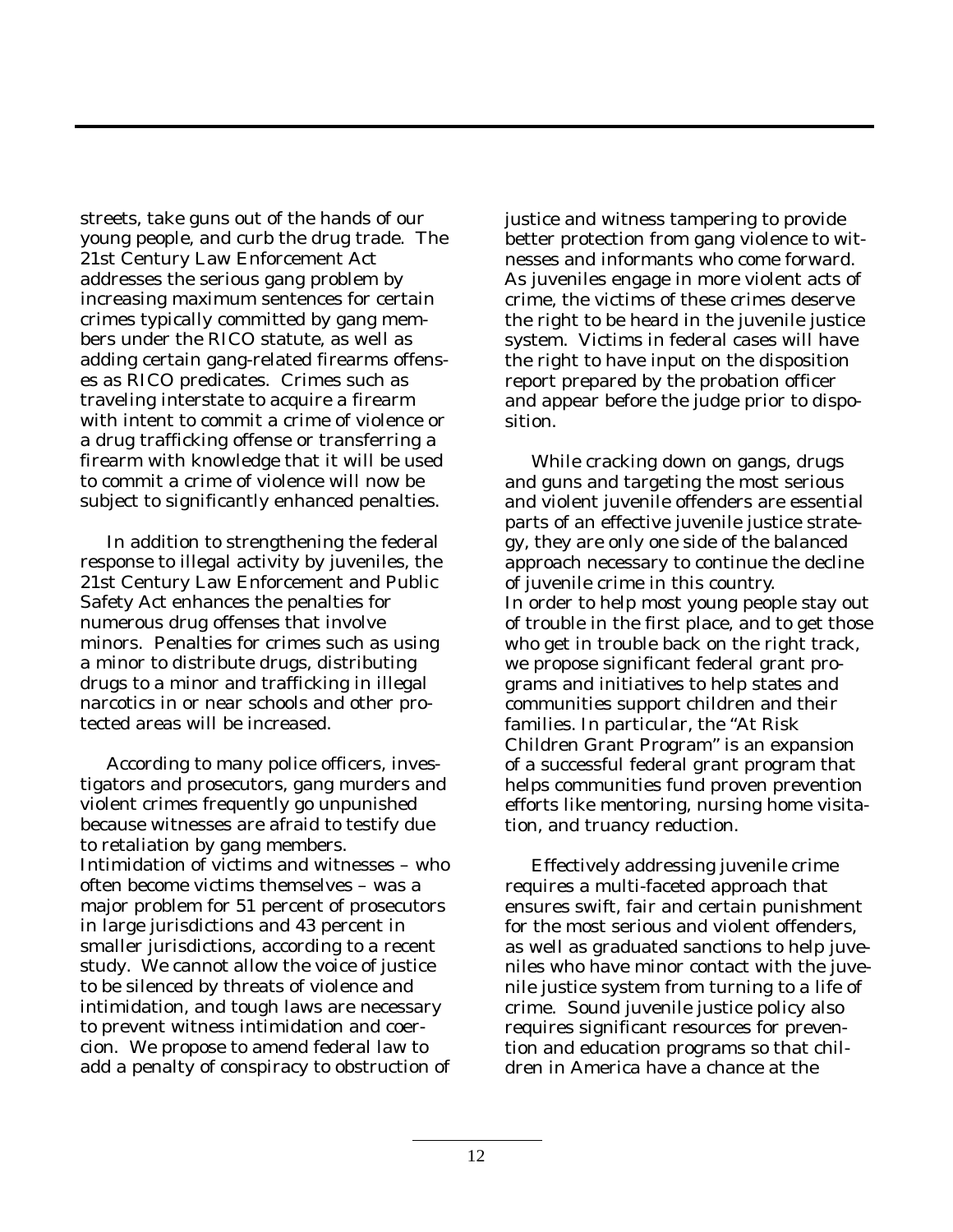streets, take guns out of the hands of our young people, and curb the drug trade. The 21st Century Law Enforcement Act addresses the serious gang problem by increasing maximum sentences for certain crimes typically committed by gang members under the RICO statute, as well as adding certain gang-related firearms offenses as RICO predicates. Crimes such as traveling interstate to acquire a firearm with intent to commit a crime of violence or a drug trafficking offense or transferring a firearm with knowledge that it will be used to commit a crime of violence will now be subject to significantly enhanced penalties.

In addition to strengthening the federal response to illegal activity by juveniles, the 21st Century Law Enforcement and Public Safety Act enhances the penalties for numerous drug offenses that involve minors. Penalties for crimes such as using a minor to distribute drugs, distributing drugs to a minor and trafficking in illegal narcotics in or near schools and other protected areas will be increased.

According to many police officers, investigators and prosecutors, gang murders and violent crimes frequently go unpunished because witnesses are afraid to testify due to retaliation by gang members. Intimidation of victims and witnesses – who often become victims themselves – was a major problem for 51 percent of prosecutors in large jurisdictions and 43 percent in smaller jurisdictions, according to a recent study. We cannot allow the voice of justice to be silenced by threats of violence and intimidation, and tough laws are necessary to prevent witness intimidation and coercion. We propose to amend federal law to add a penalty of conspiracy to obstruction of justice and witness tampering to provide better protection from gang violence to witnesses and informants who come forward. As juveniles engage in more violent acts of crime, the victims of these crimes deserve the right to be heard in the juvenile justice system. Victims in federal cases will have the right to have input on the disposition report prepared by the probation officer and appear before the judge prior to disposition.

While cracking down on gangs, drugs and guns and targeting the most serious and violent juvenile offenders are essential parts of an effective juvenile justice strategy, they are only one side of the balanced approach necessary to continue the decline of juvenile crime in this country. In order to help most young people stay out of trouble in the first place, and to get those who get in trouble back on the right track, we propose significant federal grant programs and initiatives to help states and communities support children and their families. In particular, the "At Risk Children Grant Program" is an expansion of a successful federal grant program that helps communities fund proven prevention efforts like mentoring, nursing home visitation, and truancy reduction.

Effectively addressing juvenile crime requires a multi-faceted approach that ensures swift, fair and certain punishment for the most serious and violent offenders, as well as graduated sanctions to help juveniles who have minor contact with the juvenile justice system from turning to a life of crime. Sound juvenile justice policy also requires significant resources for prevention and education programs so that children in America have a chance at the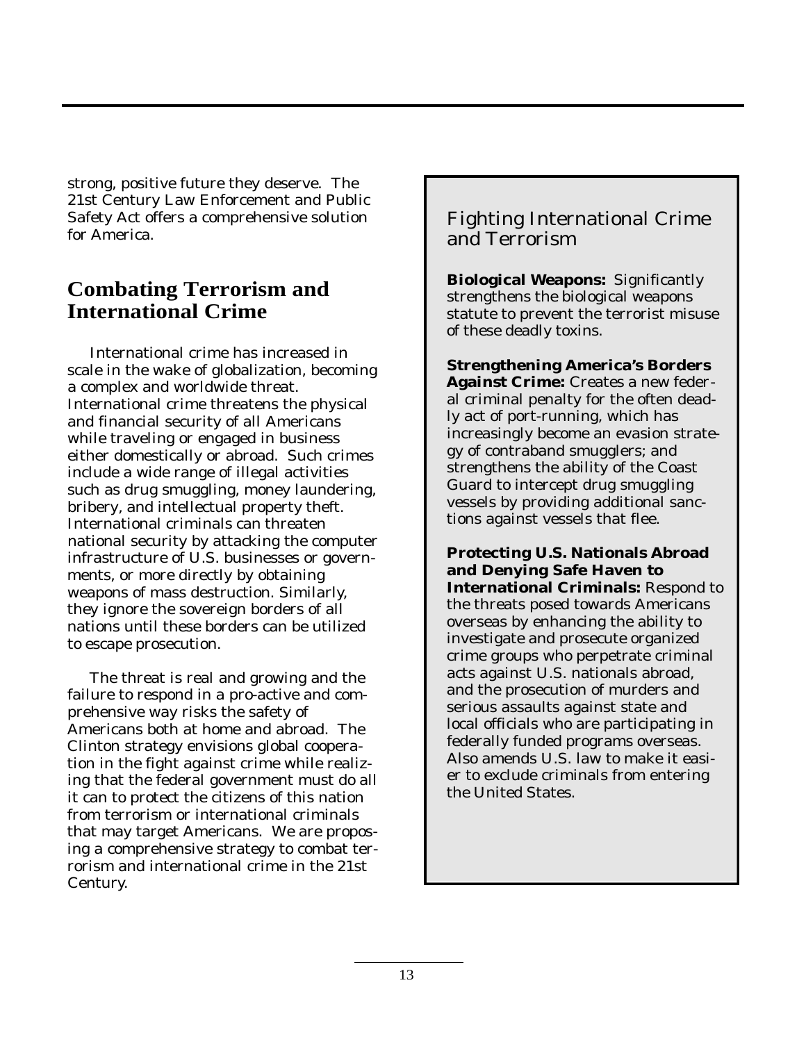strong, positive future they deserve. The 21st Century Law Enforcement and Public Safety Act offers a comprehensive solution for America.

## Combating Terrorism and International Crime

International crime has increased in scale in the wake of globalization, becoming a complex and worldwide threat. International crime threatens the physical and financial security of all Americans while traveling or engaged in business either domestically or abroad. Such crimes include a wide range of illegal activities such as drug smuggling, money laundering, bribery, and intellectual property theft. International criminals can threaten national security by attacking the computer infrastructure of U.S. businesses or governments, or more directly by obtaining weapons of mass destruction. Similarly, they ignore the sovereign borders of all nations until these borders can be utilized to escape prosecution.

The threat is real and growing and the failure to respond in a pro-active and comprehensive way risks the safety of Americans both at home and abroad. The Clinton strategy envisions global cooperation in the fight against crime while realizing that the federal government must do all it can to protect the citizens of this nation from terrorism or international criminals that may target Americans. We are proposing a comprehensive strategy to combat terrorism and international crime in the 21st Century.

### Fighting International Crime and Terrorism

**Biological Weapons:** Significantly strengthens the biological weapons statute to prevent the terrorist misuse of these deadly toxins.

**Strengthening America's Borders Against Crime:** Creates a new federal criminal penalty for the often deadly act of port-running, which has increasingly become an evasion strategy of contraband smugglers; and strengthens the ability of the Coast Guard to intercept drug smuggling vessels by providing additional sanctions against vessels that flee.

**Protecting U.S. Nationals Abroad and Denying Safe Haven to International Criminals:** Respond to the threats posed towards Americans overseas by enhancing the ability to investigate and prosecute organized crime groups who perpetrate criminal acts against U.S. nationals abroad, and the prosecution of murders and serious assaults against state and local officials who are participating in federally funded programs overseas. Also amends U.S. law to make it easier to exclude criminals from entering the United States.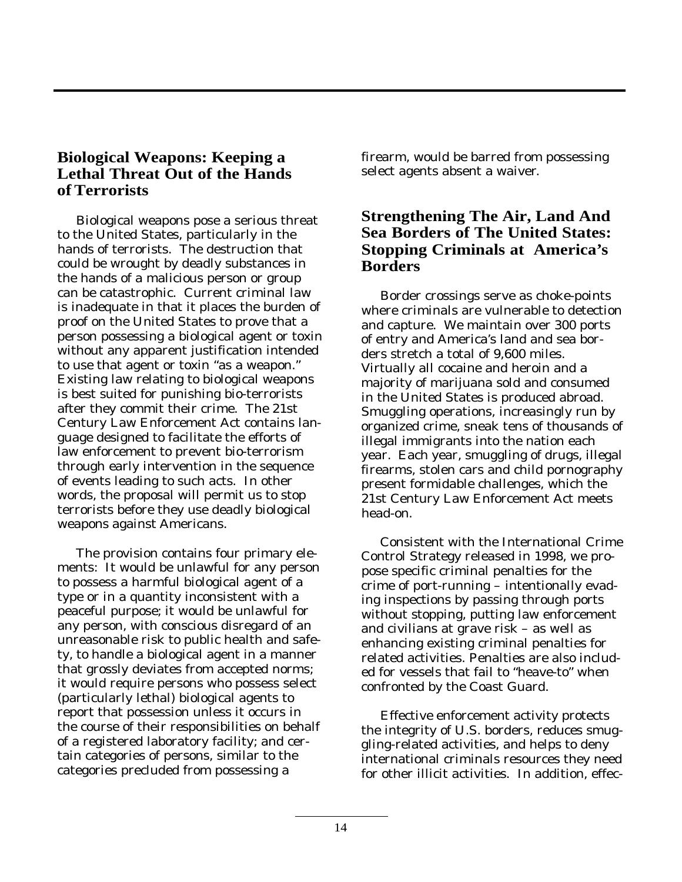## Biological Weapons: Keeping a Lethal Threat Out of the Hands of Terrorists

Biological weapons pose a serious threat to the United States, particularly in the hands of terrorists. The destruction that could be wrought by deadly substances in the hands of a malicious person or group can be catastrophic. Current criminal law is inadequate in that it places the burden of proof on the United States to prove that a person possessing a biological agent or toxin without any apparent justification intended to use that agent or toxin "as a weapon." Existing law relating to biological weapons is best suited for punishing bio-terrorists after they commit their crime. The 21st Century Law Enforcement Act contains language designed to facilitate the efforts of law enforcement to prevent bio-terrorism through early intervention in the sequence of events leading to such acts. In other words, the proposal will permit us to stop terrorists before they use deadly biological weapons against Americans.

The provision contains four primary elements: It would be unlawful for any person to possess a harmful biological agent of a type or in a quantity inconsistent with a peaceful purpose; it would be unlawful for any person, with conscious disregard of an unreasonable risk to public health and safety, to handle a biological agent in a manner that grossly deviates from accepted norms; it would require persons who possess select (particularly lethal) biological agents to report that possession unless it occurs in the course of their responsibilities on behalf of a registered laboratory facility; and certain categories of persons, similar to the categories precluded from possessing a firearm, would be barred from possessing select agents absent a waiver.

## Strengthening The Air, Land And Sea Borders of The United States: Stopping Criminals at America's Borders

Border crossings serve as choke-points where criminals are vulnerable to detection and capture. We maintain over 300 ports of entry and America's land and sea borders stretch a total of 9,600 miles. Virtually all cocaine and heroin and a majority of marijuana sold and consumed in the United States is produced abroad. Smuggling operations, increasingly run by organized crime, sneak tens of thousands of illegal immigrants into the nation each year. Each year, smuggling of drugs, illegal firearms, stolen cars and child pornography present formidable challenges, which the 21st Century Law Enforcement Act meets head-on.

Consistent with the International Crime Control Strategy released in 1998, we propose specific criminal penalties for the crime of port-running – intentionally evading inspections by passing through ports without stopping, putting law enforcement and civilians at grave risk – as well as enhancing existing criminal penalties for related activities. Penalties are also included for vessels that fail to "heave-to" when confronted by the Coast Guard.

Effective enforcement activity protects the integrity of U.S. borders, reduces smuggling-related activities, and helps to deny international criminals resources they need for other illicit activities. In addition, effec-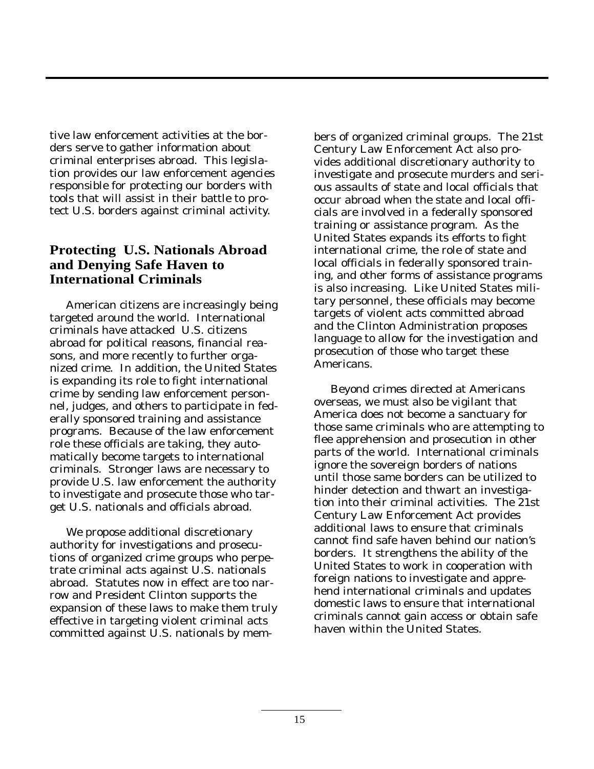tive law enforcement activities at the borders serve to gather information about criminal enterprises abroad. This legislation provides our law enforcement agencies responsible for protecting our borders with tools that will assist in their battle to protect U.S. borders against criminal activity.

## Protecting U.S. Nationals Abroad and Denying Safe Haven to International Criminals

American citizens are increasingly being targeted around the world. International criminals have attacked U.S. citizens abroad for political reasons, financial reasons, and more recently to further organized crime. In addition, the United States is expanding its role to fight international crime by sending law enforcement personnel, judges, and others to participate in federally sponsored training and assistance programs. Because of the law enforcement role these officials are taking, they automatically become targets to international criminals. Stronger laws are necessary to provide U.S. law enforcement the authority to investigate and prosecute those who target U.S. nationals and officials abroad.

We propose additional discretionary authority for investigations and prosecutions of organized crime groups who perpetrate criminal acts against U.S. nationals abroad. Statutes now in effect are too narrow and President Clinton supports the expansion of these laws to make them truly effective in targeting violent criminal acts committed against U.S. nationals by members of organized criminal groups. The 21st Century Law Enforcement Act also provides additional discretionary authority to investigate and prosecute murders and serious assaults of state and local officials that occur abroad when the state and local officials are involved in a federally sponsored training or assistance program. As the United States expands its efforts to fight international crime, the role of state and local officials in federally sponsored training, and other forms of assistance programs is also increasing. Like United States military personnel, these officials may become targets of violent acts committed abroad and the Clinton Administration proposes language to allow for the investigation and prosecution of those who target these Americans.

Beyond crimes directed at Americans overseas, we must also be vigilant that America does not become a sanctuary for those same criminals who are attempting to flee apprehension and prosecution in other parts of the world. International criminals ignore the sovereign borders of nations until those same borders can be utilized to hinder detection and thwart an investigation into their criminal activities. The 21st Century Law Enforcement Act provides additional laws to ensure that criminals cannot find safe haven behind our nation's borders. It strengthens the ability of the United States to work in cooperation with foreign nations to investigate and apprehend international criminals and updates domestic laws to ensure that international criminals cannot gain access or obtain safe haven within the United States.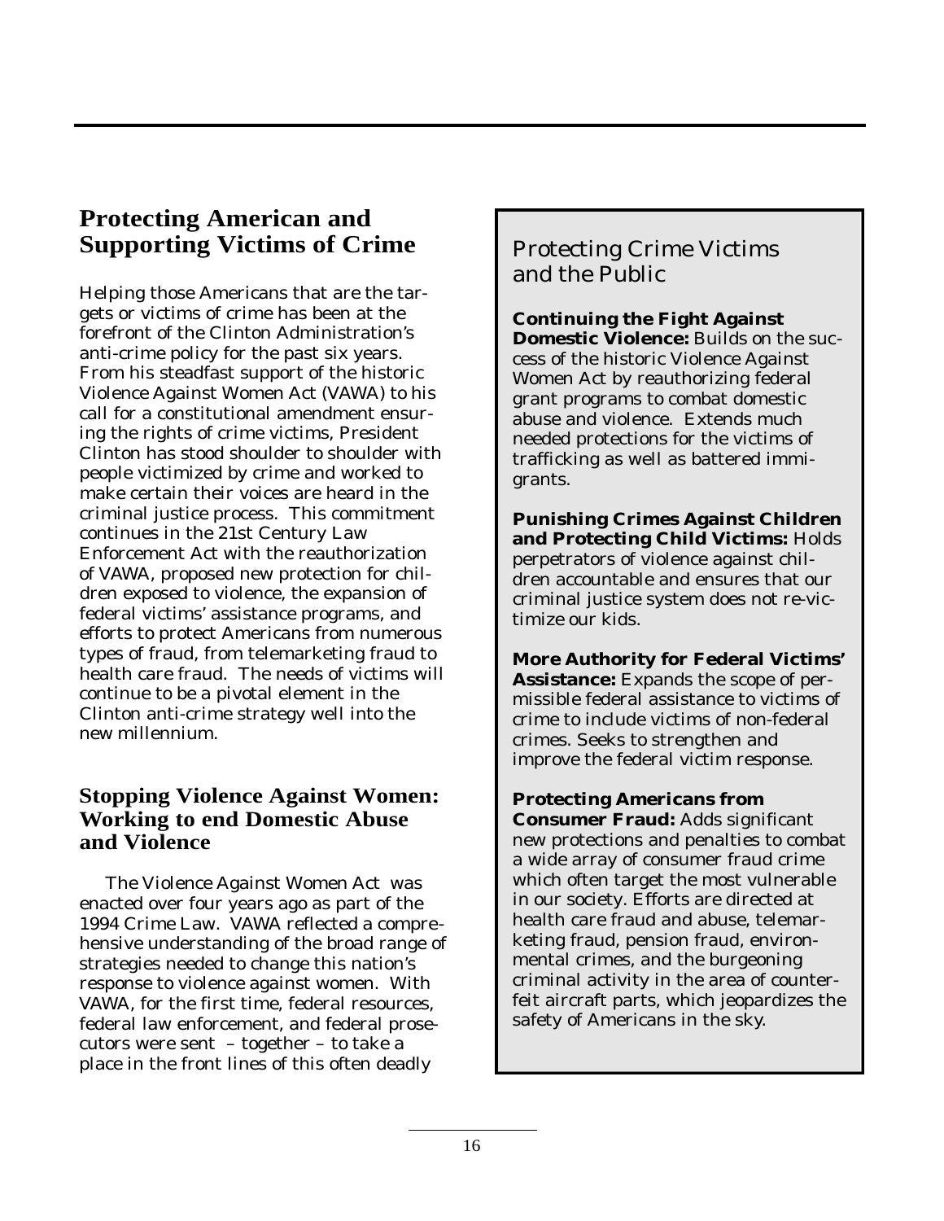## Protecting American and Supporting Victims of Crime

Helping those Americans that are the targets or victims of crime has been at the forefront of the Clinton Administration's anti-crime policy for the past six years. From his steadfast support of the historic Violence Against Women Act (VAWA) to his call for a constitutional amendment ensuring the rights of crime victims, President Clinton has stood shoulder to shoulder with people victimized by crime and worked to make certain their voices are heard in the criminal justice process. This commitment continues in the 21st Century Law Enforcement Act with the reauthorization of VAWA, proposed new protection for children exposed to violence, the expansion of federal victims' assistance programs, and efforts to protect Americans from numerous types of fraud, from telemarketing fraud to health care fraud. The needs of victims will continue to be a pivotal element in the Clinton anti-crime strategy well into the new millennium.

### Stopping Violence Against Women: Working to end Domestic Abuse and Violence

The Violence Against Women Act was enacted over four years ago as part of the 1994 Crime Law. VAWA reflected a comprehensive understanding of the broad range of strategies needed to change this nation's response to violence against women. With VAWA, for the first time, federal resources, federal law enforcement, and federal prosecutors were sent – together – to take a place in the front lines of this often deadly

### Protecting Crime Victims and the Public

**Continuing the Fight Against Domestic Violence:** Builds on the success of the historic Violence Against Women Act by reauthorizing federal grant programs to combat domestic abuse and violence. Extends much needed protections for the victims of trafficking as well as battered immigrants.

**Punishing Crimes Against Children and Protecting Child Victims:** Holds perpetrators of violence against children accountable and ensures that our criminal justice system does not re-victimize our kids.

**More Authority for Federal Victims' Assistance:** Expands the scope of permissible federal assistance to victims of crime to include victims of non-federal crimes. Seeks to strengthen and improve the federal victim response.

**Protecting Americans from Consumer Fraud:** Adds significant new protections and penalties to combat a wide array of consumer fraud crime which often target the most vulnerable in our society. Efforts are directed at health care fraud and abuse, telemarketing fraud, pension fraud, environmental crimes, and the burgeoning criminal activity in the area of counterfeit aircraft parts, which jeopardizes the safety of Americans in the sky.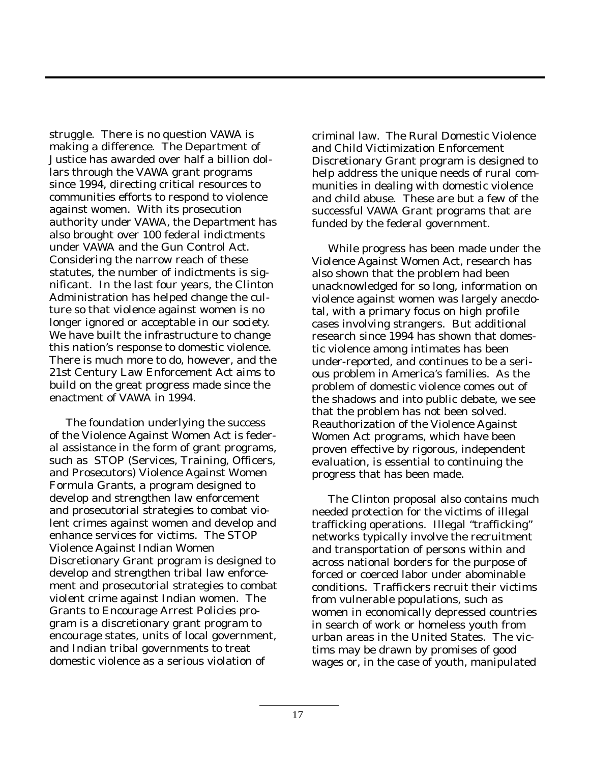struggle. There is no question VAWA is making a difference. The Department of Justice has awarded over half a billion dollars through the VAWA grant programs since 1994, directing critical resources to communities efforts to respond to violence against women. With its prosecution authority under VAWA, the Department has also brought over 100 federal indictments under VAWA and the Gun Control Act. Considering the narrow reach of these statutes, the number of indictments is significant. In the last four years, the Clinton Administration has helped change the culture so that violence against women is no longer ignored or acceptable in our society. We have built the infrastructure to change this nation's response to domestic violence. There is much more to do, however, and the 21st Century Law Enforcement Act aims to build on the great progress made since the enactment of VAWA in 1994.

The foundation underlying the success of the Violence Against Women Act is federal assistance in the form of grant programs, such as STOP (Services, Training, Officers, and Prosecutors) Violence Against Women Formula Grants, a program designed to develop and strengthen law enforcement and prosecutorial strategies to combat violent crimes against women and develop and enhance services for victims. The STOP Violence Against Indian Women Discretionary Grant program is designed to develop and strengthen tribal law enforcement and prosecutorial strategies to combat violent crime against Indian women. The Grants to Encourage Arrest Policies program is a discretionary grant program to encourage states, units of local government, and Indian tribal governments to treat domestic violence as a serious violation of criminal law. The Rural Domestic Violence and Child Victimization Enforcement Discretionary Grant program is designed to help address the unique needs of rural communities in dealing with domestic violence and child abuse. These are but a few of the successful VAWA Grant programs that are funded by the federal government.

While progress has been made under the Violence Against Women Act, research has also shown that the problem had been unacknowledged for so long, information on violence against women was largely anecdotal, with a primary focus on high profile cases involving strangers. But additional research since 1994 has shown that domestic violence among intimates has been under-reported, and continues to be a serious problem in America's families. As the problem of domestic violence comes out of the shadows and into public debate, we see that the problem has not been solved. Reauthorization of the Violence Against Women Act programs, which have been proven effective by rigorous, independent evaluation, is essential to continuing the progress that has been made.

The Clinton proposal also contains much needed protection for the victims of illegal trafficking operations. Illegal "trafficking" networks typically involve the recruitment and transportation of persons within and across national borders for the purpose of forced or coerced labor under abominable conditions. Traffickers recruit their victims from vulnerable populations, such as women in economically depressed countries in search of work or homeless youth from urban areas in the United States. The victims may be drawn by promises of good wages or, in the case of youth, manipulated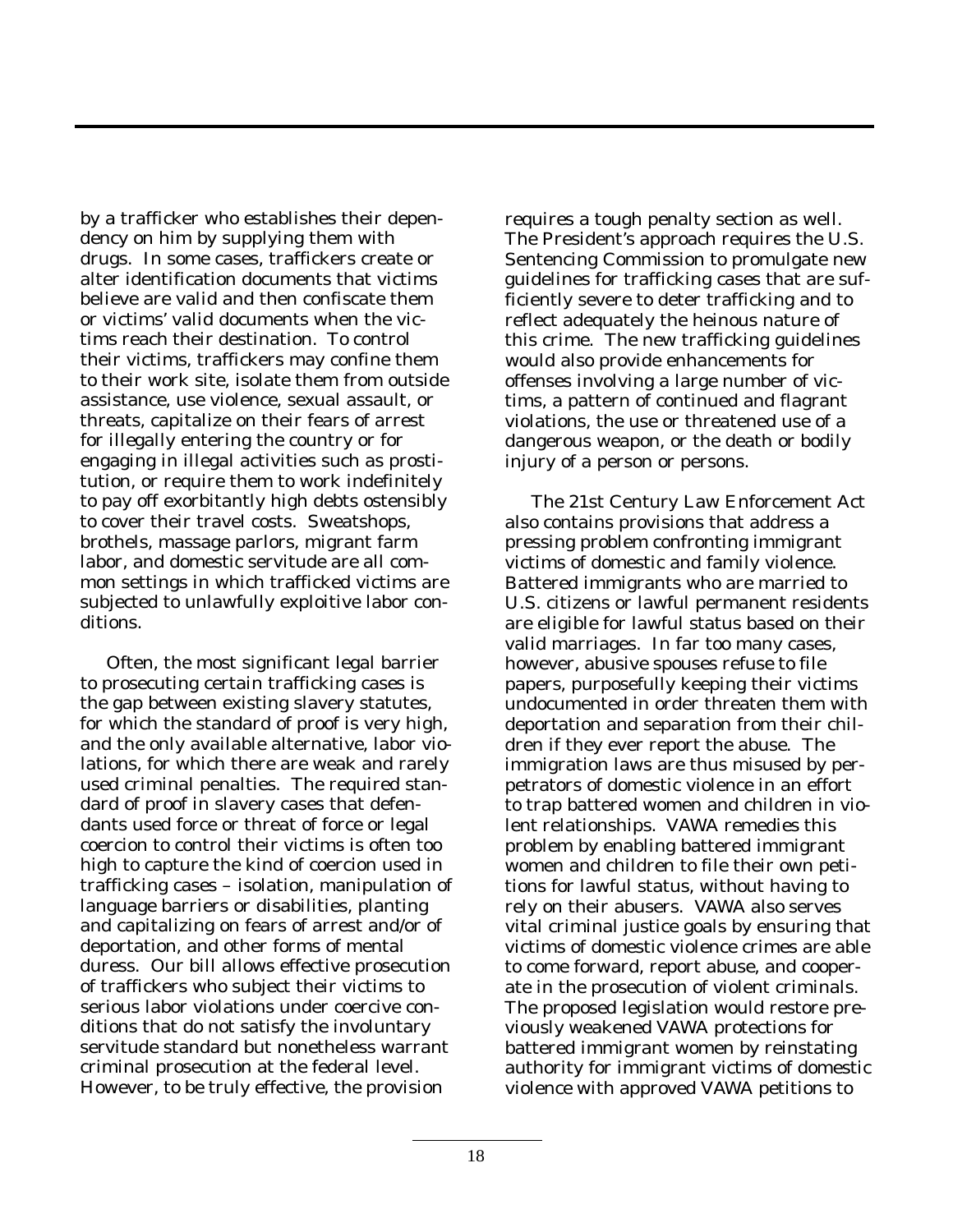by a trafficker who establishes their dependency on him by supplying them with drugs. In some cases, traffickers create or alter identification documents that victims believe are valid and then confiscate them or victims' valid documents when the victims reach their destination. To control their victims, traffickers may confine them to their work site, isolate them from outside assistance, use violence, sexual assault, or threats, capitalize on their fears of arrest for illegally entering the country or for engaging in illegal activities such as prostitution, or require them to work indefinitely to pay off exorbitantly high debts ostensibly to cover their travel costs. Sweatshops, brothels, massage parlors, migrant farm labor, and domestic servitude are all common settings in which trafficked victims are subjected to unlawfully exploitive labor conditions.

Often, the most significant legal barrier to prosecuting certain trafficking cases is the gap between existing slavery statutes, for which the standard of proof is very high, and the only available alternative, labor violations, for which there are weak and rarely used criminal penalties. The required standard of proof in slavery cases that defendants used force or threat of force or legal coercion to control their victims is often too high to capture the kind of coercion used in trafficking cases – isolation, manipulation of language barriers or disabilities, planting and capitalizing on fears of arrest and/or of deportation, and other forms of mental duress. Our bill allows effective prosecution of traffickers who subject their victims to serious labor violations under coercive conditions that do not satisfy the involuntary servitude standard but nonetheless warrant criminal prosecution at the federal level. However, to be truly effective, the provision requires a tough penalty section as well. The President's approach requires the U.S. Sentencing Commission to promulgate new guidelines for trafficking cases that are sufficiently severe to deter trafficking and to reflect adequately the heinous nature of this crime. The new trafficking guidelines would also provide enhancements for offenses involving a large number of victims, a pattern of continued and flagrant violations, the use or threatened use of a dangerous weapon, or the death or bodily injury of a person or persons.

The 21st Century Law Enforcement Act also contains provisions that address a pressing problem confronting immigrant victims of domestic and family violence. Battered immigrants who are married to U.S. citizens or lawful permanent residents are eligible for lawful status based on their valid marriages. In far too many cases, however, abusive spouses refuse to file papers, purposefully keeping their victims undocumented in order threaten them with deportation and separation from their children if they ever report the abuse. The immigration laws are thus misused by perpetrators of domestic violence in an effort to trap battered women and children in violent relationships. VAWA remedies this problem by enabling battered immigrant women and children to file their own petitions for lawful status, without having to rely on their abusers. VAWA also serves vital criminal justice goals by ensuring that victims of domestic violence crimes are able to come forward, report abuse, and cooperate in the prosecution of violent criminals. The proposed legislation would restore previously weakened VAWA protections for battered immigrant women by reinstating authority for immigrant victims of domestic violence with approved VAWA petitions to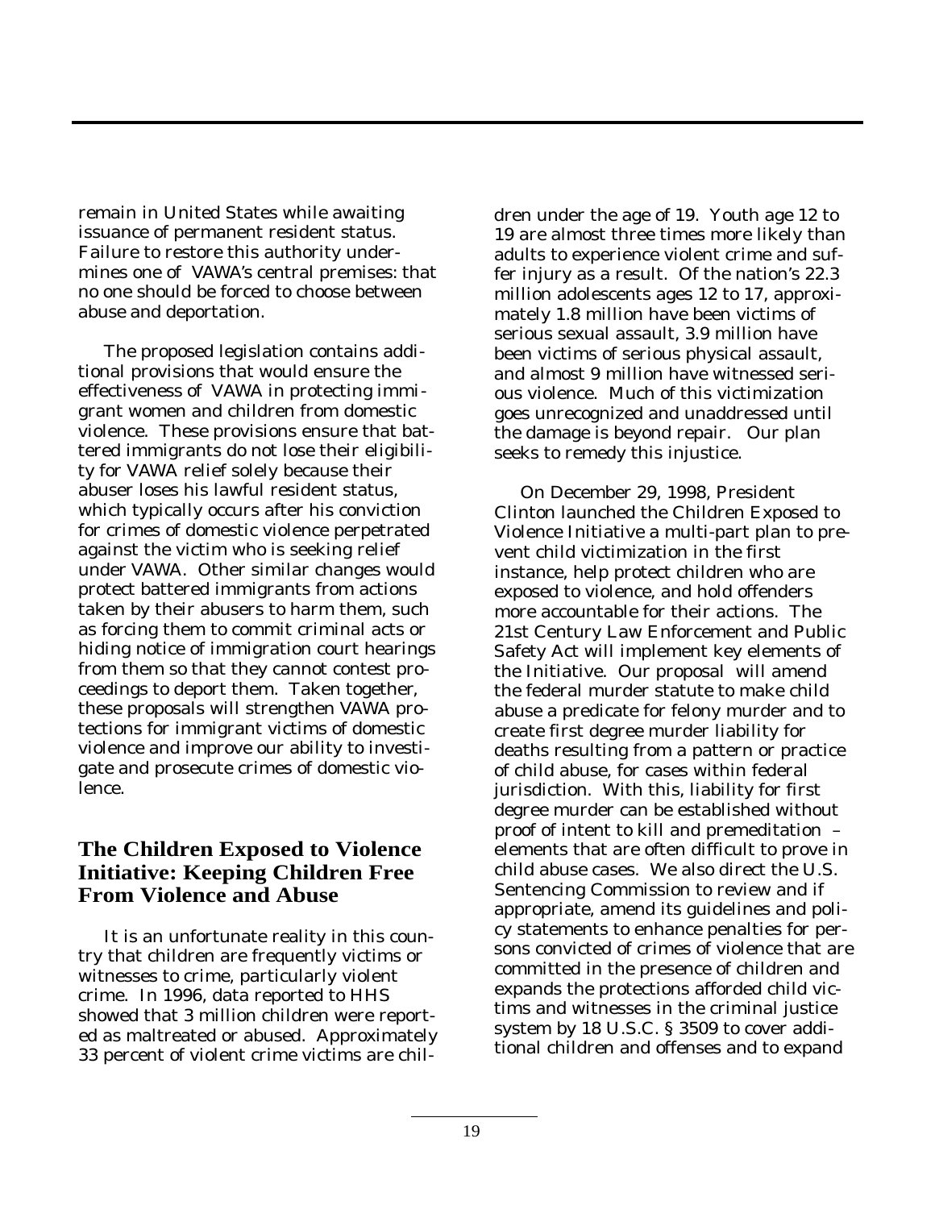remain in United States while awaiting issuance of permanent resident status. Failure to restore this authority undermines one of VAWA's central premises: that no one should be forced to choose between abuse and deportation.

The proposed legislation contains additional provisions that would ensure the effectiveness of VAWA in protecting immigrant women and children from domestic violence. These provisions ensure that battered immigrants do not lose their eligibility for VAWA relief solely because their abuser loses his lawful resident status, which typically occurs after his conviction for crimes of domestic violence perpetrated against the victim who is seeking relief under VAWA. Other similar changes would protect battered immigrants from actions taken by their abusers to harm them, such as forcing them to commit criminal acts or hiding notice of immigration court hearings from them so that they cannot contest proceedings to deport them. Taken together, these proposals will strengthen VAWA protections for immigrant victims of domestic violence and improve our ability to investigate and prosecute crimes of domestic violence.

## The Children Exposed to Violence Initiative: Keeping Children Free From Violence and Abuse

It is an unfortunate reality in this country that children are frequently victims or witnesses to crime, particularly violent crime. In 1996, data reported to HHS showed that 3 million children were reported as maltreated or abused. Approximately 33 percent of violent crime victims are children under the age of 19. Youth age 12 to 19 are almost three times more likely than adults to experience violent crime and suffer injury as a result. Of the nation's 22.3 million adolescents ages 12 to 17, approximately 1.8 million have been victims of serious sexual assault, 3.9 million have been victims of serious physical assault, and almost 9 million have witnessed serious violence. Much of this victimization goes unrecognized and unaddressed until the damage is beyond repair. Our plan seeks to remedy this injustice.

On December 29, 1998, President Clinton launched the Children Exposed to Violence Initiative a multi-part plan to prevent child victimization in the first instance, help protect children who are exposed to violence, and hold offenders more accountable for their actions. The 21st Century Law Enforcement and Public Safety Act will implement key elements of the Initiative. Our proposal will amend the federal murder statute to make child abuse a predicate for felony murder and to create first degree murder liability for deaths resulting from a pattern or practice of child abuse, for cases within federal jurisdiction. With this, liability for first degree murder can be established without proof of intent to kill and premeditation – elements that are often difficult to prove in child abuse cases. We also direct the U.S. Sentencing Commission to review and if appropriate, amend its guidelines and policy statements to enhance penalties for persons convicted of crimes of violence that are committed in the presence of children and expands the protections afforded child victims and witnesses in the criminal justice system by 18 U.S.C. § 3509 to cover additional children and offenses and to expand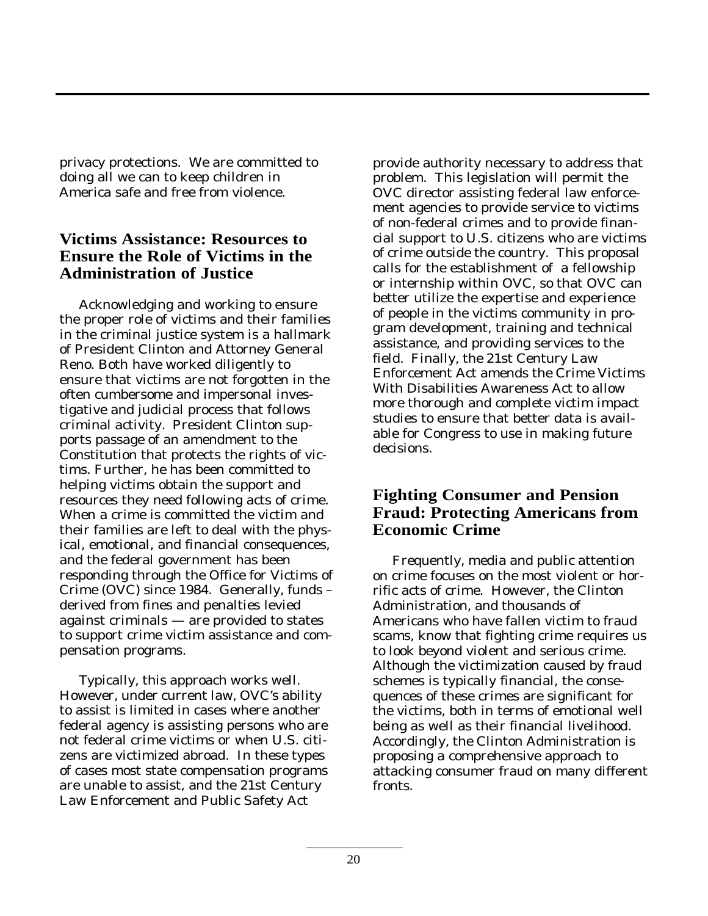privacy protections. We are committed to doing all we can to keep children in America safe and free from violence.

## Victims Assistance: Resources to Ensure the Role of Victims in the Administration of Justice

Acknowledging and working to ensure the proper role of victims and their families in the criminal justice system is a hallmark of President Clinton and Attorney General Reno. Both have worked diligently to ensure that victims are not forgotten in the often cumbersome and impersonal investigative and judicial process that follows criminal activity. President Clinton supports passage of an amendment to the Constitution that protects the rights of victims. Further, he has been committed to helping victims obtain the support and resources they need following acts of crime. When a crime is committed the victim and their families are left to deal with the physical, emotional, and financial consequences, and the federal government has been responding through the Office for Victims of Crime (OVC) since 1984. Generally, funds – derived from fines and penalties levied against criminals — are provided to states to support crime victim assistance and compensation programs.

Typically, this approach works well. However, under current law, OVC's ability to assist is limited in cases where another federal agency is assisting persons who are not federal crime victims or when U.S. citizens are victimized abroad. In these types of cases most state compensation programs are unable to assist, and the 21st Century Law Enforcement and Public Safety Act provide authority necessary to address that problem. This legislation will permit the OVC director assisting federal law enforcement agencies to provide service to victims of non-federal crimes and to provide financial support to U.S. citizens who are victims of crime outside the country. This proposal calls for the establishment of a fellowship or internship within OVC, so that OVC can better utilize the expertise and experience of people in the victims community in program development, training and technical assistance, and providing services to the field. Finally, the 21st Century Law Enforcement Act amends the Crime Victims With Disabilities Awareness Act to allow more thorough and complete victim impact studies to ensure that better data is available for Congress to use in making future decisions.

## Fighting Consumer and Pension Fraud: Protecting Americans from Economic Crime

Frequently, media and public attention on crime focuses on the most violent or horrific acts of crime. However, the Clinton Administration, and thousands of Americans who have fallen victim to fraud scams, know that fighting crime requires us to look beyond violent and serious crime. Although the victimization caused by fraud schemes is typically financial, the consequences of these crimes are significant for the victims, both in terms of emotional well being as well as their financial livelihood. Accordingly, the Clinton Administration is proposing a comprehensive approach to attacking consumer fraud on many different fronts.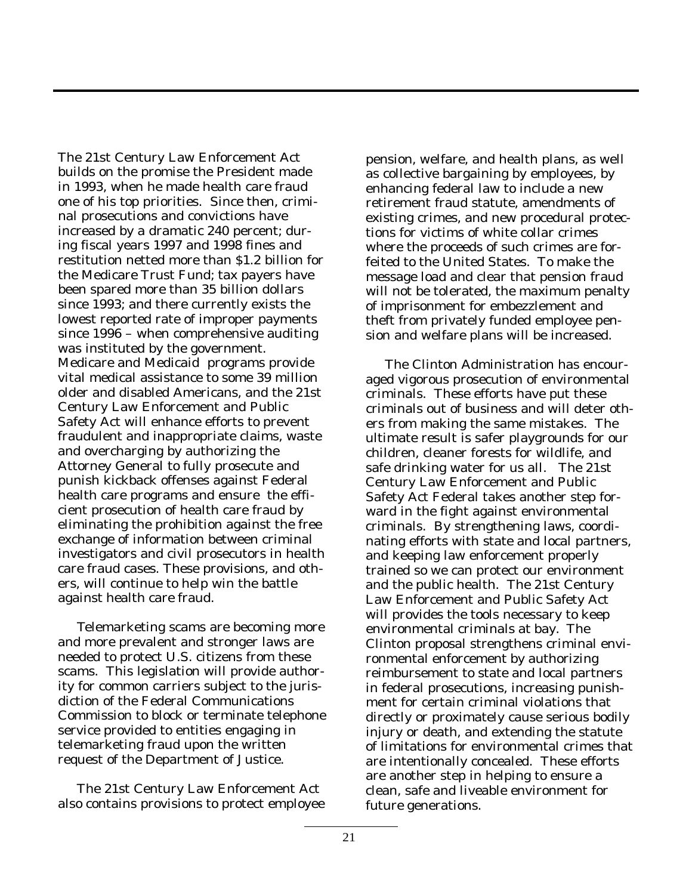The 21st Century Law Enforcement Act builds on the promise the President made in 1993, when he made health care fraud one of his top priorities. Since then, criminal prosecutions and convictions have increased by a dramatic 240 percent; during fiscal years 1997 and 1998 fines and restitution netted more than $1.2 billion for the Medicare Trust Fund; tax payers have been spared more than 35 billion dollars since 1993; and there currently exists the lowest reported rate of improper payments since 1996 – when comprehensive auditing was instituted by the government. Medicare and Medicaid programs provide vital medical assistance to some 39 million older and disabled Americans, and the 21st Century Law Enforcement and Public Safety Act will enhance efforts to prevent fraudulent and inappropriate claims, waste and overcharging by authorizing the Attorney General to fully prosecute and punish kickback offenses against Federal health care programs and ensure the efficient prosecution of health care fraud by eliminating the prohibition against the free exchange of information between criminal investigators and civil prosecutors in health care fraud cases. These provisions, and others, will continue to help win the battle against health care fraud.

Telemarketing scams are becoming more and more prevalent and stronger laws are needed to protect U.S. citizens from these scams. This legislation will provide authority for common carriers subject to the jurisdiction of the Federal Communications Commission to block or terminate telephone service provided to entities engaging in telemarketing fraud upon the written request of the Department of Justice.

The 21st Century Law Enforcement Act also contains provisions to protect employee pension, welfare, and health plans, as well as collective bargaining by employees, by enhancing federal law to include a new retirement fraud statute, amendments of existing crimes, and new procedural protections for victims of white collar crimes where the proceeds of such crimes are forfeited to the United States. To make the message load and clear that pension fraud will not be tolerated, the maximum penalty of imprisonment for embezzlement and theft from privately funded employee pension and welfare plans will be increased.

The Clinton Administration has encouraged vigorous prosecution of environmental criminals. These efforts have put these criminals out of business and will deter others from making the same mistakes. The ultimate result is safer playgrounds for our children, cleaner forests for wildlife, and safe drinking water for us all. The 21st Century Law Enforcement and Public Safety Act Federal takes another step forward in the fight against environmental criminals. By strengthening laws, coordinating efforts with state and local partners, and keeping law enforcement properly trained so we can protect our environment and the public health. The 21st Century Law Enforcement and Public Safety Act will provides the tools necessary to keep environmental criminals at bay. The Clinton proposal strengthens criminal environmental enforcement by authorizing reimbursement to state and local partners in federal prosecutions, increasing punishment for certain criminal violations that directly or proximately cause serious bodily injury or death, and extending the statute of limitations for environmental crimes that are intentionally concealed. These efforts are another step in helping to ensure a clean, safe and liveable environment for future generations.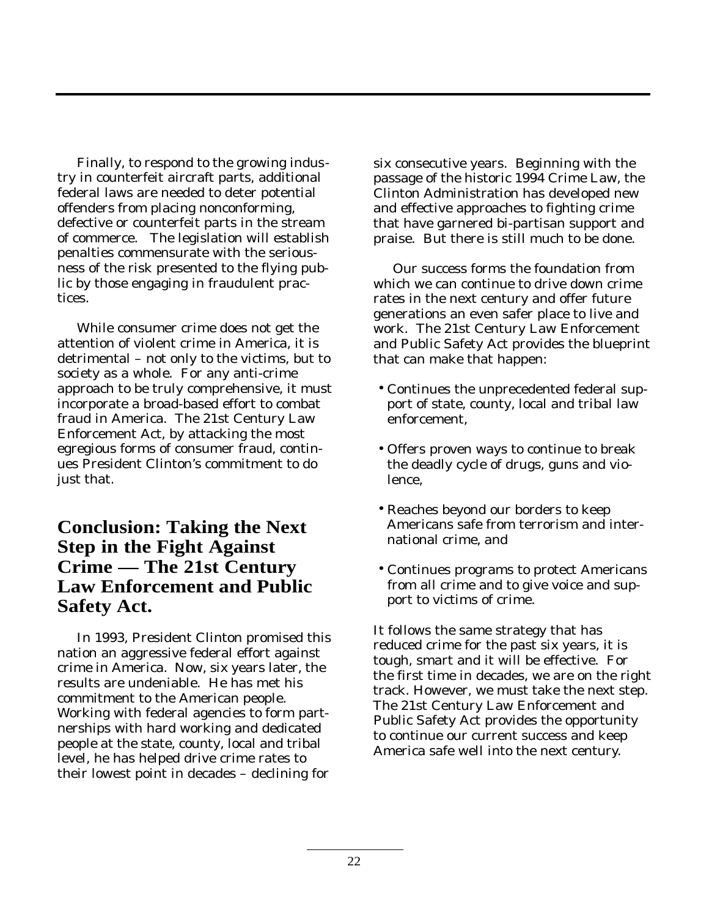Finally, to respond to the growing industry in counterfeit aircraft parts, additional federal laws are needed to deter potential offenders from placing nonconforming, defective or counterfeit parts in the stream of commerce. The legislation will establish penalties commensurate with the seriousness of the risk presented to the flying public by those engaging in fraudulent practices.

While consumer crime does not get the attention of violent crime in America, it is detrimental – not only to the victims, but to society as a whole. For any anti-crime approach to be truly comprehensive, it must incorporate a broad-based effort to combat fraud in America. The 21st Century Law Enforcement Act, by attacking the most egregious forms of consumer fraud, continues President Clinton's commitment to do just that.

## Conclusion: Taking the Next Step in the Fight Against Crime — The 21st Century Law Enforcement and Public Safety Act.

In 1993, President Clinton promised this nation an aggressive federal effort against crime in America. Now, six years later, the results are undeniable. He has met his commitment to the American people. Working with federal agencies to form partnerships with hard working and dedicated people at the state, county, local and tribal level, he has helped drive crime rates to their lowest point in decades – declining for six consecutive years. Beginning with the passage of the historic 1994 Crime Law, the Clinton Administration has developed new and effective approaches to fighting crime that have garnered bi-partisan support and praise. But there is still much to be done.

Our success forms the foundation from which we can continue to drive down crime rates in the next century and offer future generations an even safer place to live and work. The 21st Century Law Enforcement and Public Safety Act provides the blueprint that can make that happen:

- Continues the unprecedented federal support of state, county, local and tribal law enforcement,
- Offers proven ways to continue to break the deadly cycle of drugs, guns and violence,
- Reaches beyond our borders to keep Americans safe from terrorism and international crime, and
- Continues programs to protect Americans from all crime and to give voice and support to victims of crime.

It follows the same strategy that has reduced crime for the past six years, it is tough, smart and it will be effective. For the first time in decades, we are on the right track. However, we must take the next step. The 21st Century Law Enforcement and Public Safety Act provides the opportunity to continue our current success and keep America safe well into the next century.